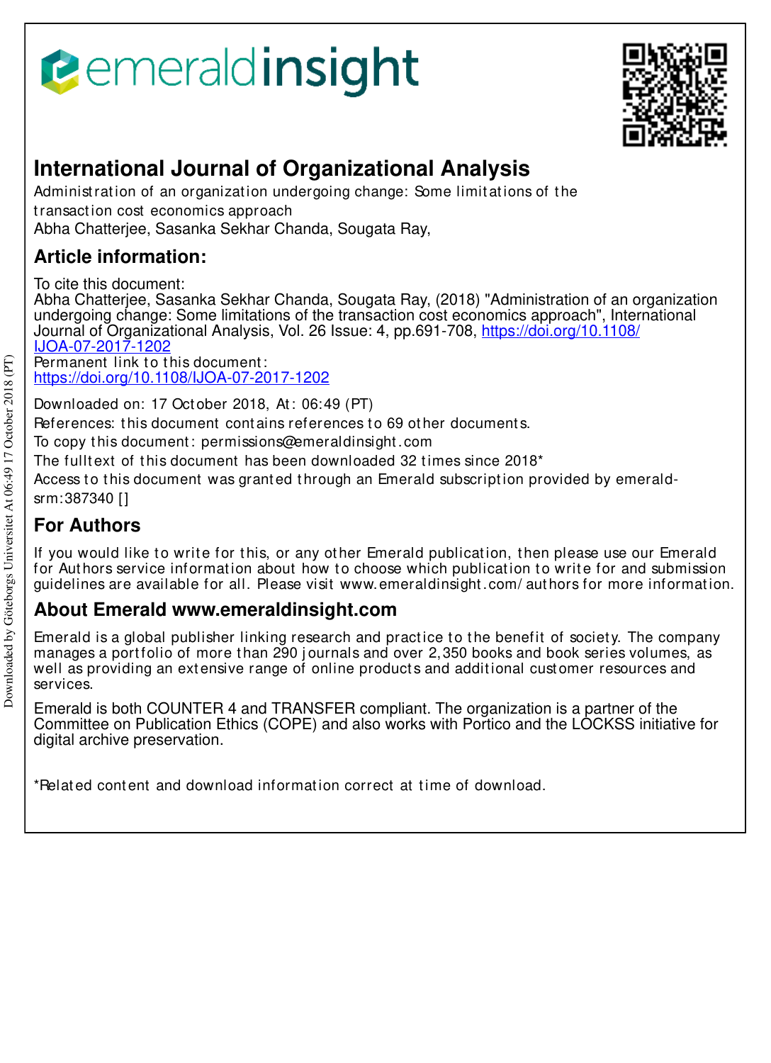# International Journal of Organizational Analysis

Administration of an organization undergoing change: Some limitations of the transaction cost economics approach

Abha Chatterjee, Sasanka Sekhar Chanda, Sougata Ray,

## Article information:

To cite this document:

Abha Chatterjee, Sasanka Sekhar Chanda, Sougata Ray, (2018) "Administration of an organization undergoing change: Some limitations of the transaction cost economics approach", International Journal of Organizational Analysis, Vol. 26 Issue: 4, pp.691-708, https://doi.org/10.1108/IJOA-07-2017-1202

Permanent link to this document:

https://doi.org/10.1108/IJOA-07-2017-1202

Downloaded on: 17 October 2018, At: 06:49 (PT)

References: this document contains references to 69 other documents.

To copy this document: permissions@emeraldinsight.com

The fulltext of this document has been downloaded 32 times since 2018*

Access to this document was granted through an Emerald subscription provided by emerald-srm:387340 []

## For Authors

If you would like to write for this, or any other Emerald publication, then please use our Emerald for Authors service information about how to choose which publication to write for and submission guidelines are available for all. Please visit www.emeraldinsight.com/authors for more information.

## About Emerald www.emeraldinsight.com

Emerald is a global publisher linking research and practice to the benefit of society. The company manages a portfolio of more than 290 journals and over 2,350 books and book series volumes, as well as providing an extensive range of online products and additional customer resources and services.

Emerald is both COUNTER 4 and TRANSFER compliant. The organization is a partner of the Committee on Publication Ethics (COPE) and also works with Portico and the LOCKSS initiative for digital archive preservation.

*Related content and download information correct at time of download.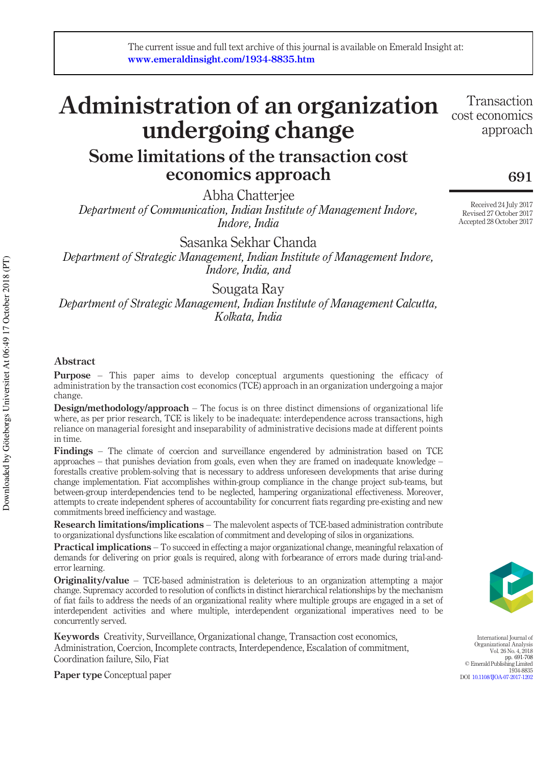# Administration of an organization undergoing change

## Some limitations of the transaction cost economics approach

Abha Chatterjee

*Department of Communication, Indian Institute of Management Indore, Indore, India*

Sasanka Sekhar Chanda

*Department of Strategic Management, Indian Institute of Management Indore, Indore, India, and*

Sougata Ray

*Department of Strategic Management, Indian Institute of Management Calcutta, Kolkata, India*

Received 24 July 2017
Revised 27 October 2017
Accepted 28 October 2017

### Abstract

**Purpose** – This paper aims to develop conceptual arguments questioning the efficacy of administration by the transaction cost economics (TCE) approach in an organization undergoing a major change.

**Design/methodology/approach** – The focus is on three distinct dimensions of organizational life where, as per prior research, TCE is likely to be inadequate: interdependence across transactions, high reliance on managerial foresight and inseparability of administrative decisions made at different points in time.

**Findings** – The climate of coercion and surveillance engendered by administration based on TCE approaches – that punishes deviation from goals, even when they are framed on inadequate knowledge – forestalls creative problem-solving that is necessary to address unforeseen developments that arise during change implementation. Fiat accomplishes within-group compliance in the change project sub-teams, but between-group interdependencies tend to be neglected, hampering organizational effectiveness. Moreover, attempts to create independent spheres of accountability for concurrent fiats regarding pre-existing and new commitments breed inefficiency and wastage.

**Research limitations/implications** – The malevolent aspects of TCE-based administration contribute to organizational dysfunctions like escalation of commitment and developing of silos in organizations.

**Practical implications** – To succeed in effecting a major organizational change, meaningful relaxation of demands for delivering on prior goals is required, along with forbearance of errors made during trial-and-error learning.

**Originality/value** – TCE-based administration is deleterious to an organization attempting a major change. Supremacy accorded to resolution of conflicts in distinct hierarchical relationships by the mechanism of fiat fails to address the needs of an organizational reality where multiple groups are engaged in a set of interdependent activities and where multiple, interdependent organizational imperatives need to be concurrently served.

**Keywords** Creativity, Surveillance, Organizational change, Transaction cost economics, Administration, Coercion, Incomplete contracts, Interdependence, Escalation of commitment, Coordination failure, Silo, Fiat

**Paper type** Conceptual paper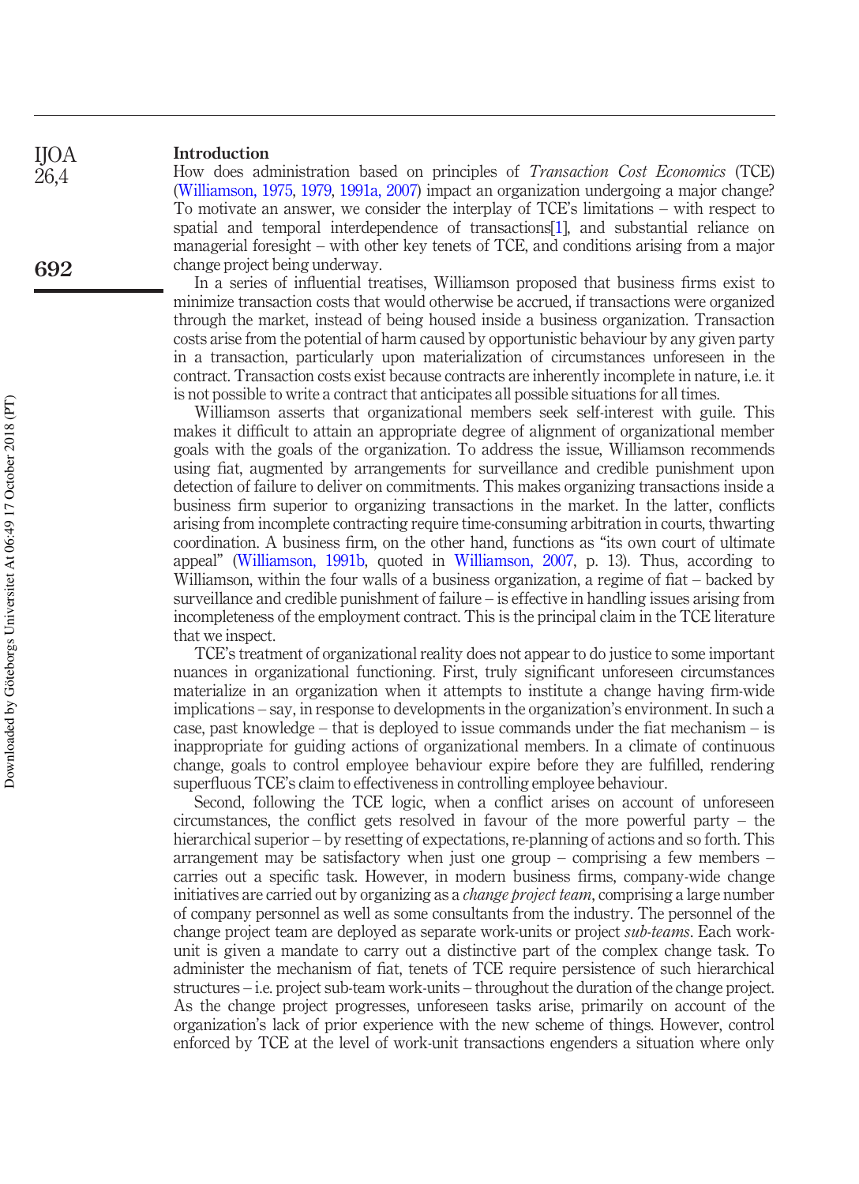## Introduction

How does administration based on principles of *Transaction Cost Economics* (TCE) (Williamson, 1975, 1979, 1991a, 2007) impact an organization undergoing a major change? To motivate an answer, we consider the interplay of TCE's limitations – with respect to spatial and temporal interdependence of transactions[1], and substantial reliance on managerial foresight – with other key tenets of TCE, and conditions arising from a major change project being underway.

In a series of influential treatises, Williamson proposed that business firms exist to minimize transaction costs that would otherwise be accrued, if transactions were organized through the market, instead of being housed inside a business organization. Transaction costs arise from the potential of harm caused by opportunistic behaviour by any given party in a transaction, particularly upon materialization of circumstances unforeseen in the contract. Transaction costs exist because contracts are inherently incomplete in nature, i.e. it is not possible to write a contract that anticipates all possible situations for all times.

Williamson asserts that organizational members seek self-interest with guile. This makes it difficult to attain an appropriate degree of alignment of organizational member goals with the goals of the organization. To address the issue, Williamson recommends using fiat, augmented by arrangements for surveillance and credible punishment upon detection of failure to deliver on commitments. This makes organizing transactions inside a business firm superior to organizing transactions in the market. In the latter, conflicts arising from incomplete contracting require time-consuming arbitration in courts, thwarting coordination. A business firm, on the other hand, functions as "its own court of ultimate appeal" (Williamson, 1991b, quoted in Williamson, 2007, p. 13). Thus, according to Williamson, within the four walls of a business organization, a regime of fiat – backed by surveillance and credible punishment of failure – is effective in handling issues arising from incompleteness of the employment contract. This is the principal claim in the TCE literature that we inspect.

TCE's treatment of organizational reality does not appear to do justice to some important nuances in organizational functioning. First, truly significant unforeseen circumstances materialize in an organization when it attempts to institute a change having firm-wide implications – say, in response to developments in the organization's environment. In such a case, past knowledge – that is deployed to issue commands under the fiat mechanism – is inappropriate for guiding actions of organizational members. In a climate of continuous change, goals to control employee behaviour expire before they are fulfilled, rendering superfluous TCE's claim to effectiveness in controlling employee behaviour.

Second, following the TCE logic, when a conflict arises on account of unforeseen circumstances, the conflict gets resolved in favour of the more powerful party – the hierarchical superior – by resetting of expectations, re-planning of actions and so forth. This arrangement may be satisfactory when just one group – comprising a few members – carries out a specific task. However, in modern business firms, company-wide change initiatives are carried out by organizing as a *change project team*, comprising a large number of company personnel as well as some consultants from the industry. The personnel of the change project team are deployed as separate work-units or project *sub-teams*. Each work-unit is given a mandate to carry out a distinctive part of the complex change task. To administer the mechanism of fiat, tenets of TCE require persistence of such hierarchical structures – i.e. project sub-team work-units – throughout the duration of the change project. As the change project progresses, unforeseen tasks arise, primarily on account of the organization's lack of prior experience with the new scheme of things. However, control enforced by TCE at the level of work-unit transactions engenders a situation where only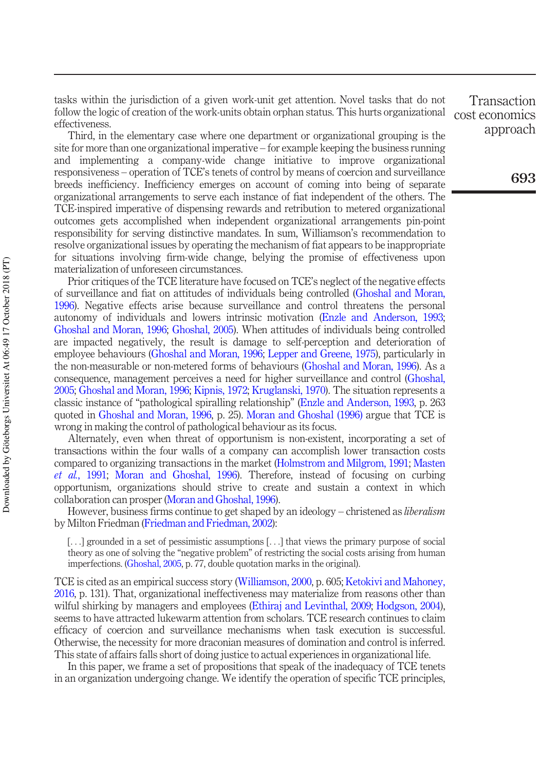tasks within the jurisdiction of a given work-unit get attention. Novel tasks that do not follow the logic of creation of the work-units obtain orphan status. This hurts organizational effectiveness.

Third, in the elementary case where one department or organizational grouping is the site for more than one organizational imperative – for example keeping the business running and implementing a company-wide change initiative to improve organizational responsiveness – operation of TCE's tenets of control by means of coercion and surveillance breeds inefficiency. Inefficiency emerges on account of coming into being of separate organizational arrangements to serve each instance of fiat independent of the others. The TCE-inspired imperative of dispensing rewards and retribution to metered organizational outcomes gets accomplished when independent organizational arrangements pin-point responsibility for serving distinctive mandates. In sum, Williamson's recommendation to resolve organizational issues by operating the mechanism of fiat appears to be inappropriate for situations involving firm-wide change, belying the promise of effectiveness upon materialization of unforeseen circumstances.

Prior critiques of the TCE literature have focused on TCE's neglect of the negative effects of surveillance and fiat on attitudes of individuals being controlled (Ghoshal and Moran, 1996). Negative effects arise because surveillance and control threatens the personal autonomy of individuals and lowers intrinsic motivation (Enzle and Anderson, 1993; Ghoshal and Moran, 1996; Ghoshal, 2005). When attitudes of individuals being controlled are impacted negatively, the result is damage to self-perception and deterioration of employee behaviours (Ghoshal and Moran, 1996; Lepper and Greene, 1975), particularly in the non-measurable or non-metered forms of behaviours (Ghoshal and Moran, 1996). As a consequence, management perceives a need for higher surveillance and control (Ghoshal, 2005; Ghoshal and Moran, 1996; Kipnis, 1972; Kruglanski, 1970). The situation represents a classic instance of "pathological spiralling relationship" (Enzle and Anderson, 1993, p. 263 quoted in Ghoshal and Moran, 1996, p. 25). Moran and Ghoshal (1996) argue that TCE is wrong in making the control of pathological behaviour as its focus.

Alternately, even when threat of opportunism is non-existent, incorporating a set of transactions within the four walls of a company can accomplish lower transaction costs compared to organizing transactions in the market (Holmstrom and Milgrom, 1991; Masten *et al.*, 1991; Moran and Ghoshal, 1996). Therefore, instead of focusing on curbing opportunism, organizations should strive to create and sustain a context in which collaboration can prosper (Moran and Ghoshal, 1996).

However, business firms continue to get shaped by an ideology – christened as *liberalism* by Milton Friedman (Friedman and Friedman, 2002):

> [. . .] grounded in a set of pessimistic assumptions [. . .] that views the primary purpose of social theory as one of solving the "negative problem" of restricting the social costs arising from human imperfections. (Ghoshal, 2005, p. 77, double quotation marks in the original).

TCE is cited as an empirical success story (Williamson, 2000, p. 605; Ketokivi and Mahoney, 2016, p. 131). That, organizational ineffectiveness may materialize from reasons other than wilful shirking by managers and employees (Ethiraj and Levinthal, 2009; Hodgson, 2004), seems to have attracted lukewarm attention from scholars. TCE research continues to claim efficacy of coercion and surveillance mechanisms when task execution is successful. Otherwise, the necessity for more draconian measures of domination and control is inferred. This state of affairs falls short of doing justice to actual experiences in organizational life.

In this paper, we frame a set of propositions that speak of the inadequacy of TCE tenets in an organization undergoing change. We identify the operation of specific TCE principles,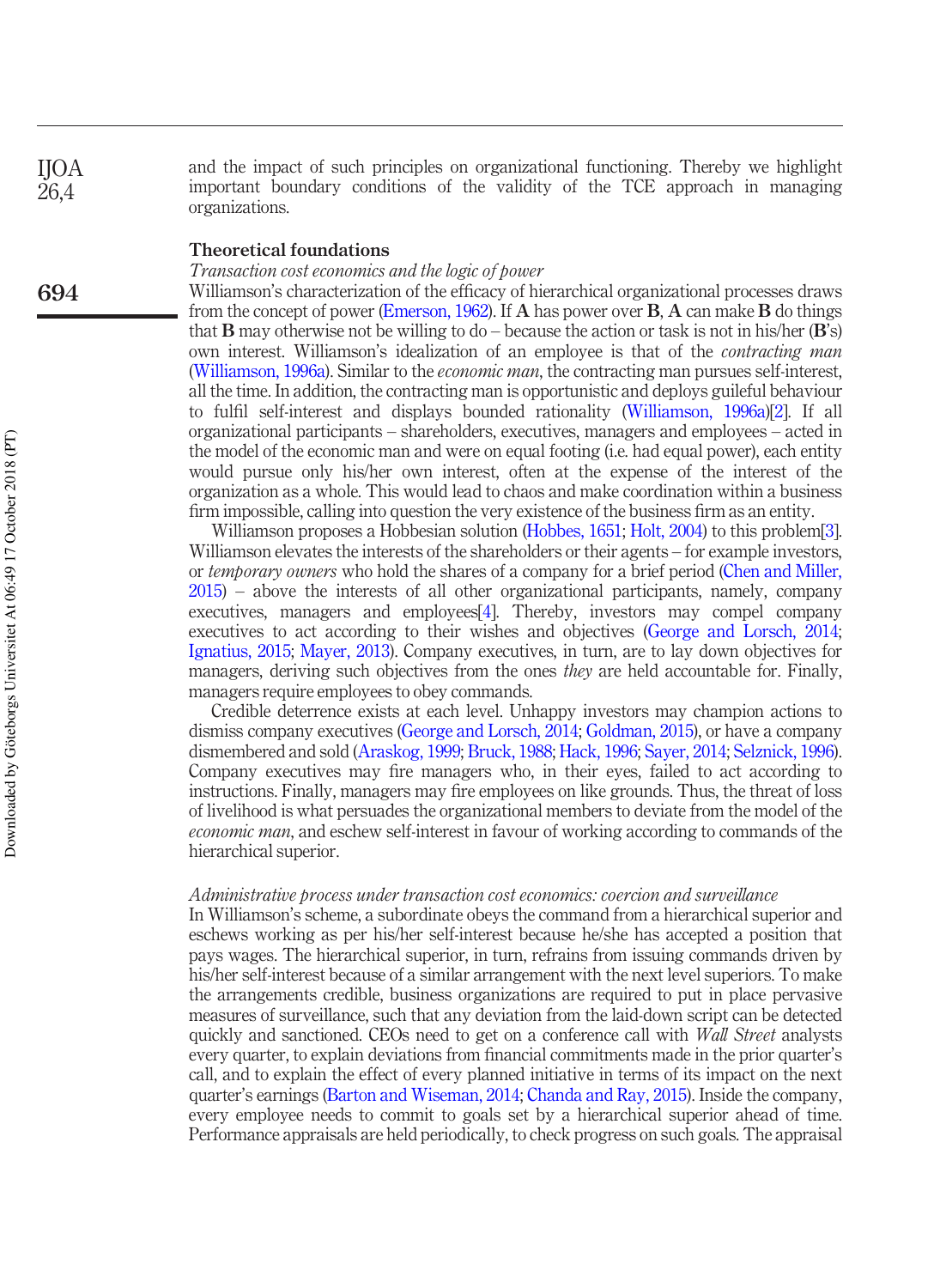and the impact of such principles on organizational functioning. Thereby we highlight important boundary conditions of the validity of the TCE approach in managing organizations.

## Theoretical foundations

### *Transaction cost economics and the logic of power*

Williamson's characterization of the efficacy of hierarchical organizational processes draws from the concept of power (Emerson, 1962). If **A** has power over **B**, **A** can make **B** do things that **B** may otherwise not be willing to do – because the action or task is not in his/her (**B**'s) own interest. Williamson's idealization of an employee is that of the *contracting man* (Williamson, 1996a). Similar to the *economic man*, the contracting man pursues self-interest, all the time. In addition, the contracting man is opportunistic and deploys guileful behaviour to fulfil self-interest and displays bounded rationality (Williamson, 1996a)[2]. If all organizational participants – shareholders, executives, managers and employees – acted in the model of the economic man and were on equal footing (i.e. had equal power), each entity would pursue only his/her own interest, often at the expense of the interest of the organization as a whole. This would lead to chaos and make coordination within a business firm impossible, calling into question the very existence of the business firm as an entity.

Williamson proposes a Hobbesian solution (Hobbes, 1651; Holt, 2004) to this problem[3]. Williamson elevates the interests of the shareholders or their agents – for example investors, or *temporary owners* who hold the shares of a company for a brief period (Chen and Miller, 2015) – above the interests of all other organizational participants, namely, company executives, managers and employees[4]. Thereby, investors may compel company executives to act according to their wishes and objectives (George and Lorsch, 2014; Ignatius, 2015; Mayer, 2013). Company executives, in turn, are to lay down objectives for managers, deriving such objectives from the ones *they* are held accountable for. Finally, managers require employees to obey commands.

Credible deterrence exists at each level. Unhappy investors may champion actions to dismiss company executives (George and Lorsch, 2014; Goldman, 2015), or have a company dismembered and sold (Araskog, 1999; Bruck, 1988; Hack, 1996; Sayer, 2014; Selznick, 1996). Company executives may fire managers who, in their eyes, failed to act according to instructions. Finally, managers may fire employees on like grounds. Thus, the threat of loss of livelihood is what persuades the organizational members to deviate from the model of the *economic man*, and eschew self-interest in favour of working according to commands of the hierarchical superior.

### *Administrative process under transaction cost economics: coercion and surveillance*

In Williamson's scheme, a subordinate obeys the command from a hierarchical superior and eschews working as per his/her self-interest because he/she has accepted a position that pays wages. The hierarchical superior, in turn, refrains from issuing commands driven by his/her self-interest because of a similar arrangement with the next level superiors. To make the arrangements credible, business organizations are required to put in place pervasive measures of surveillance, such that any deviation from the laid-down script can be detected quickly and sanctioned. CEOs need to get on a conference call with *Wall Street* analysts every quarter, to explain deviations from financial commitments made in the prior quarter's call, and to explain the effect of every planned initiative in terms of its impact on the next quarter's earnings (Barton and Wiseman, 2014; Chanda and Ray, 2015). Inside the company, every employee needs to commit to goals set by a hierarchical superior ahead of time. Performance appraisals are held periodically, to check progress on such goals. The appraisal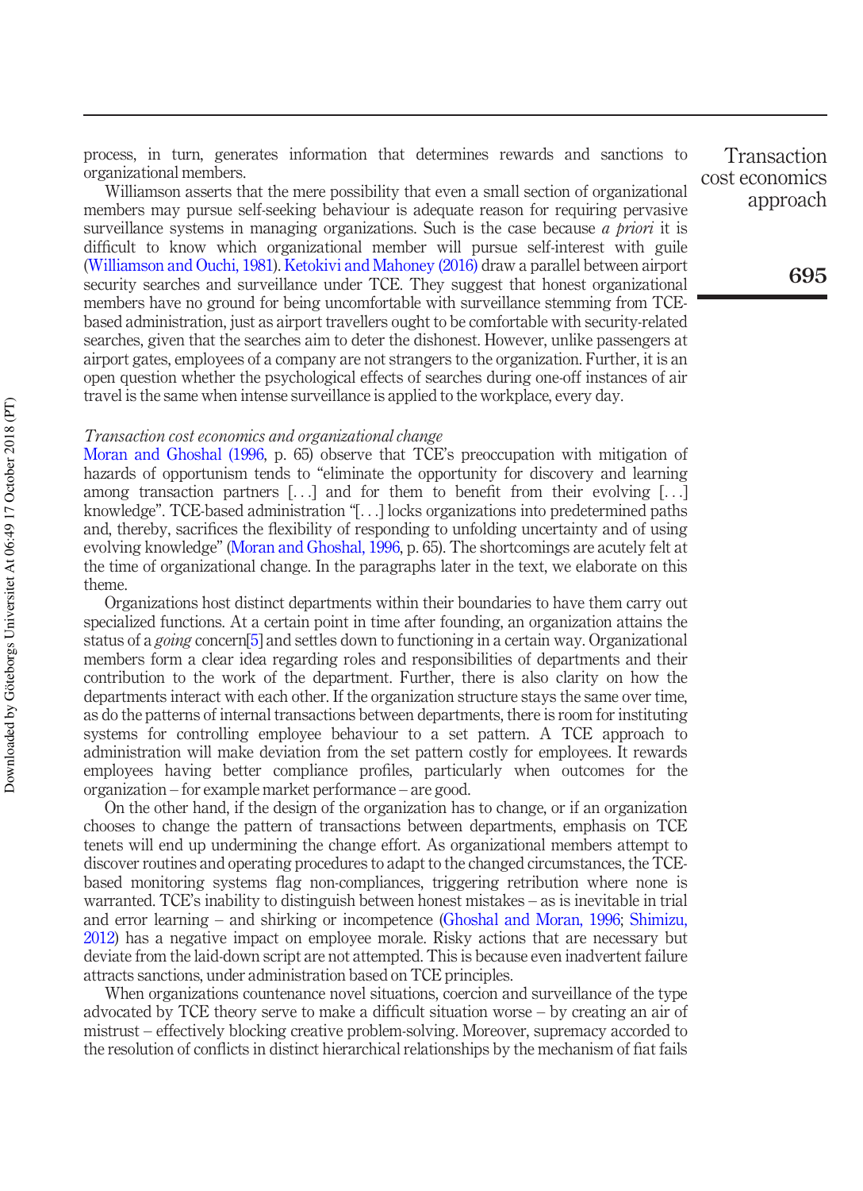process, in turn, generates information that determines rewards and sanctions to organizational members.

Williamson asserts that the mere possibility that even a small section of organizational members may pursue self-seeking behaviour is adequate reason for requiring pervasive surveillance systems in managing organizations. Such is the case because *a priori* it is difficult to know which organizational member will pursue self-interest with guile (Williamson and Ouchi, 1981). Ketokivi and Mahoney (2016) draw a parallel between airport security searches and surveillance under TCE. They suggest that honest organizational members have no ground for being uncomfortable with surveillance stemming from TCE-based administration, just as airport travellers ought to be comfortable with security-related searches, given that the searches aim to deter the dishonest. However, unlike passengers at airport gates, employees of a company are not strangers to the organization. Further, it is an open question whether the psychological effects of searches during one-off instances of air travel is the same when intense surveillance is applied to the workplace, every day.

### *Transaction cost economics and organizational change*

Moran and Ghoshal (1996, p. 65) observe that TCE's preoccupation with mitigation of hazards of opportunism tends to "eliminate the opportunity for discovery and learning among transaction partners […] and for them to benefit from their evolving […] knowledge". TCE-based administration "[…] locks organizations into predetermined paths and, thereby, sacrifices the flexibility of responding to unfolding uncertainty and of using evolving knowledge" (Moran and Ghoshal, 1996, p. 65). The shortcomings are acutely felt at the time of organizational change. In the paragraphs later in the text, we elaborate on this theme.

Organizations host distinct departments within their boundaries to have them carry out specialized functions. At a certain point in time after founding, an organization attains the status of a *going* concern[5] and settles down to functioning in a certain way. Organizational members form a clear idea regarding roles and responsibilities of departments and their contribution to the work of the department. Further, there is also clarity on how the departments interact with each other. If the organization structure stays the same over time, as do the patterns of internal transactions between departments, there is room for instituting systems for controlling employee behaviour to a set pattern. A TCE approach to administration will make deviation from the set pattern costly for employees. It rewards employees having better compliance profiles, particularly when outcomes for the organization – for example market performance – are good.

On the other hand, if the design of the organization has to change, or if an organization chooses to change the pattern of transactions between departments, emphasis on TCE tenets will end up undermining the change effort. As organizational members attempt to discover routines and operating procedures to adapt to the changed circumstances, the TCE-based monitoring systems flag non-compliances, triggering retribution where none is warranted. TCE's inability to distinguish between honest mistakes – as is inevitable in trial and error learning – and shirking or incompetence (Ghoshal and Moran, 1996; Shimizu, 2012) has a negative impact on employee morale. Risky actions that are necessary but deviate from the laid-down script are not attempted. This is because even inadvertent failure attracts sanctions, under administration based on TCE principles.

When organizations countenance novel situations, coercion and surveillance of the type advocated by TCE theory serve to make a difficult situation worse – by creating an air of mistrust – effectively blocking creative problem-solving. Moreover, supremacy accorded to the resolution of conflicts in distinct hierarchical relationships by the mechanism of fiat fails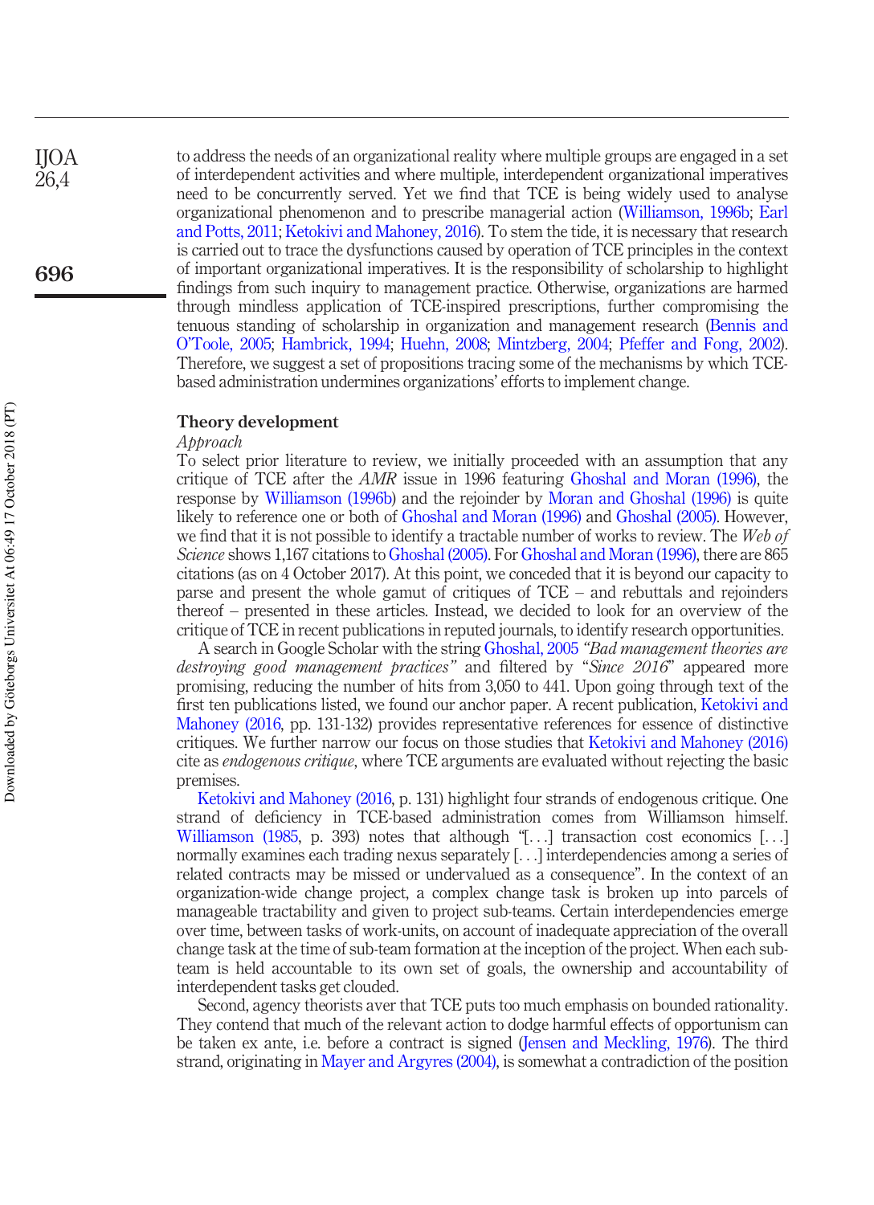to address the needs of an organizational reality where multiple groups are engaged in a set of interdependent activities and where multiple, interdependent organizational imperatives need to be concurrently served. Yet we find that TCE is being widely used to analyse organizational phenomenon and to prescribe managerial action (Williamson, 1996b; Earl and Potts, 2011; Ketokivi and Mahoney, 2016). To stem the tide, it is necessary that research is carried out to trace the dysfunctions caused by operation of TCE principles in the context of important organizational imperatives. It is the responsibility of scholarship to highlight findings from such inquiry to management practice. Otherwise, organizations are harmed through mindless application of TCE-inspired prescriptions, further compromising the tenuous standing of scholarship in organization and management research (Bennis and O'Toole, 2005; Hambrick, 1994; Huehn, 2008; Mintzberg, 2004; Pfeffer and Fong, 2002). Therefore, we suggest a set of propositions tracing some of the mechanisms by which TCE-based administration undermines organizations' efforts to implement change.

## Theory development

### *Approach*

To select prior literature to review, we initially proceeded with an assumption that any critique of TCE after the *AMR* issue in 1996 featuring Ghoshal and Moran (1996), the response by Williamson (1996b) and the rejoinder by Moran and Ghoshal (1996) is quite likely to reference one or both of Ghoshal and Moran (1996) and Ghoshal (2005). However, we find that it is not possible to identify a tractable number of works to review. The *Web of Science* shows 1,167 citations to Ghoshal (2005). For Ghoshal and Moran (1996), there are 865 citations (as on 4 October 2017). At this point, we conceded that it is beyond our capacity to parse and present the whole gamut of critiques of TCE – and rebuttals and rejoinders thereof – presented in these articles. Instead, we decided to look for an overview of the critique of TCE in recent publications in reputed journals, to identify research opportunities.

A search in Google Scholar with the string Ghoshal, 2005 *"Bad management theories are destroying good management practices"* and filtered by "*Since 2016*" appeared more promising, reducing the number of hits from 3,050 to 441. Upon going through text of the first ten publications listed, we found our anchor paper. A recent publication, Ketokivi and Mahoney (2016, pp. 131-132) provides representative references for essence of distinctive critiques. We further narrow our focus on those studies that Ketokivi and Mahoney (2016) cite as *endogenous critique*, where TCE arguments are evaluated without rejecting the basic premises.

Ketokivi and Mahoney (2016, p. 131) highlight four strands of endogenous critique. One strand of deficiency in TCE-based administration comes from Williamson himself. Williamson (1985, p. 393) notes that although "[. . .] transaction cost economics [. . .] normally examines each trading nexus separately [. . .] interdependencies among a series of related contracts may be missed or undervalued as a consequence". In the context of an organization-wide change project, a complex change task is broken up into parcels of manageable tractability and given to project sub-teams. Certain interdependencies emerge over time, between tasks of work-units, on account of inadequate appreciation of the overall change task at the time of sub-team formation at the inception of the project. When each sub-team is held accountable to its own set of goals, the ownership and accountability of interdependent tasks get clouded.

Second, agency theorists aver that TCE puts too much emphasis on bounded rationality. They contend that much of the relevant action to dodge harmful effects of opportunism can be taken ex ante, i.e. before a contract is signed (Jensen and Meckling, 1976). The third strand, originating in Mayer and Argyres (2004), is somewhat a contradiction of the position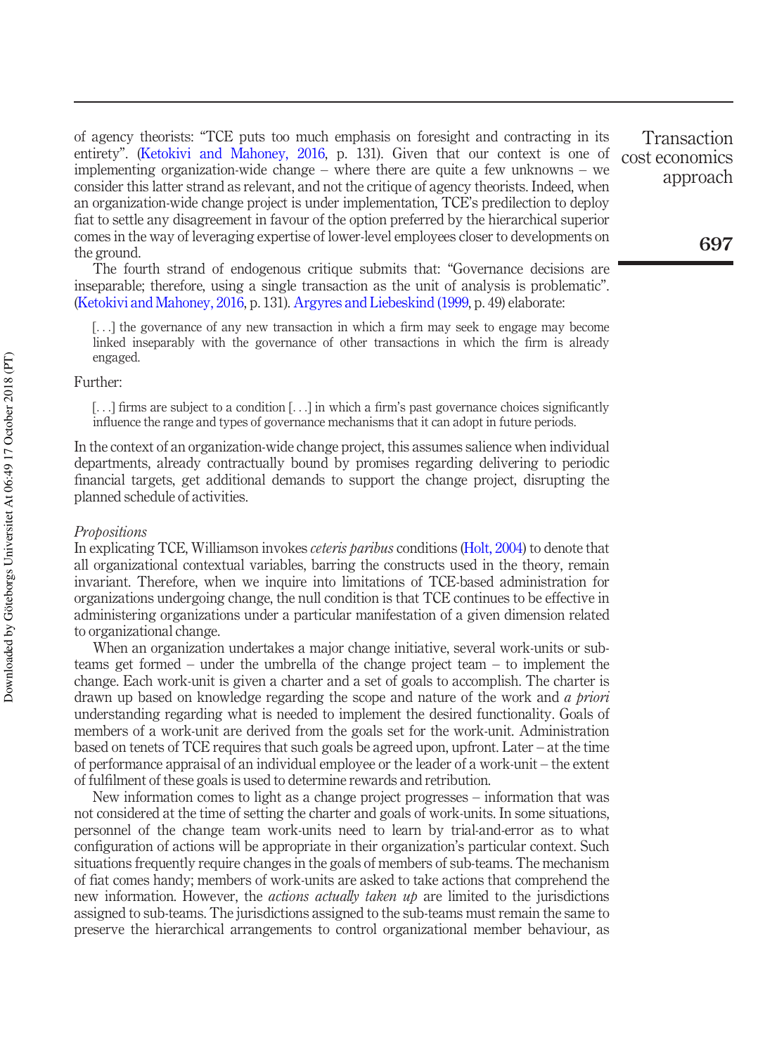of agency theorists: "TCE puts too much emphasis on foresight and contracting in its entirety". (Ketokivi and Mahoney, 2016, p. 131). Given that our context is one of implementing organization-wide change – where there are quite a few unknowns – we consider this latter strand as relevant, and not the critique of agency theorists. Indeed, when an organization-wide change project is under implementation, TCE's predilection to deploy fiat to settle any disagreement in favour of the option preferred by the hierarchical superior comes in the way of leveraging expertise of lower-level employees closer to developments on the ground.

The fourth strand of endogenous critique submits that: "Governance decisions are inseparable; therefore, using a single transaction as the unit of analysis is problematic". (Ketokivi and Mahoney, 2016, p. 131). Argyres and Liebeskind (1999, p. 49) elaborate:

> [. . .] the governance of any new transaction in which a firm may seek to engage may become linked inseparably with the governance of other transactions in which the firm is already engaged.

Further:

> [. . .] firms are subject to a condition [. . .] in which a firm's past governance choices significantly influence the range and types of governance mechanisms that it can adopt in future periods.

In the context of an organization-wide change project, this assumes salience when individual departments, already contractually bound by promises regarding delivering to periodic financial targets, get additional demands to support the change project, disrupting the planned schedule of activities.

### *Propositions*

In explicating TCE, Williamson invokes *ceteris paribus* conditions (Holt, 2004) to denote that all organizational contextual variables, barring the constructs used in the theory, remain invariant. Therefore, when we inquire into limitations of TCE-based administration for organizations undergoing change, the null condition is that TCE continues to be effective in administering organizations under a particular manifestation of a given dimension related to organizational change.

When an organization undertakes a major change initiative, several work-units or sub-teams get formed – under the umbrella of the change project team – to implement the change. Each work-unit is given a charter and a set of goals to accomplish. The charter is drawn up based on knowledge regarding the scope and nature of the work and *a priori* understanding regarding what is needed to implement the desired functionality. Goals of members of a work-unit are derived from the goals set for the work-unit. Administration based on tenets of TCE requires that such goals be agreed upon, upfront. Later – at the time of performance appraisal of an individual employee or the leader of a work-unit – the extent of fulfilment of these goals is used to determine rewards and retribution.

New information comes to light as a change project progresses – information that was not considered at the time of setting the charter and goals of work-units. In some situations, personnel of the change team work-units need to learn by trial-and-error as to what configuration of actions will be appropriate in their organization's particular context. Such situations frequently require changes in the goals of members of sub-teams. The mechanism of fiat comes handy; members of work-units are asked to take actions that comprehend the new information. However, the *actions actually taken up* are limited to the jurisdictions assigned to sub-teams. The jurisdictions assigned to the sub-teams must remain the same to preserve the hierarchical arrangements to control organizational member behaviour, as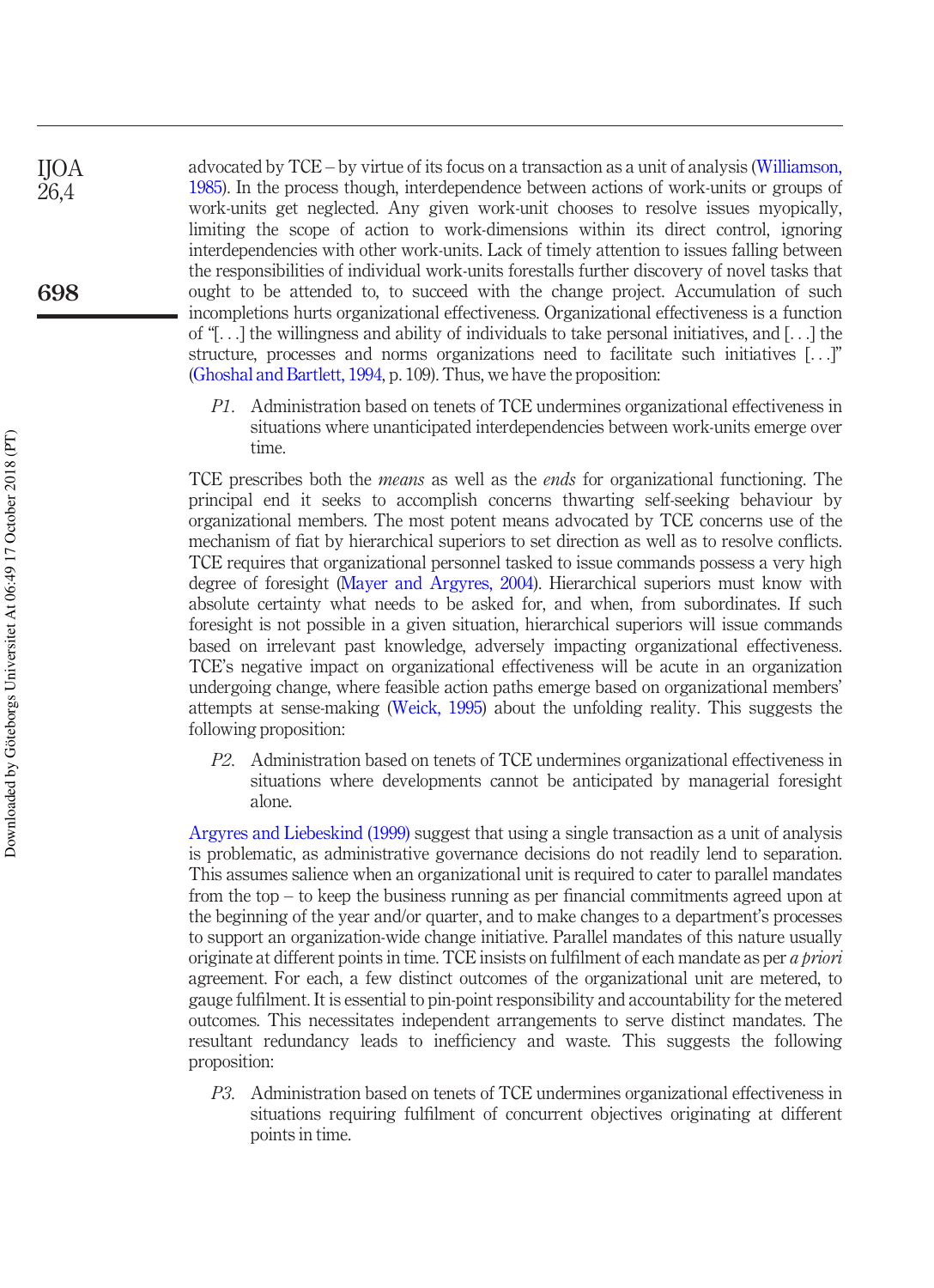advocated by TCE – by virtue of its focus on a transaction as a unit of analysis (Williamson, 1985). In the process though, interdependence between actions of work-units or groups of work-units get neglected. Any given work-unit chooses to resolve issues myopically, limiting the scope of action to work-dimensions within its direct control, ignoring interdependencies with other work-units. Lack of timely attention to issues falling between the responsibilities of individual work-units forestalls further discovery of novel tasks that ought to be attended to, to succeed with the change project. Accumulation of such incompletions hurts organizational effectiveness. Organizational effectiveness is a function of "[. . .] the willingness and ability of individuals to take personal initiatives, and [. . .] the structure, processes and norms organizations need to facilitate such initiatives [. . .]" (Ghoshal and Bartlett, 1994, p. 109). Thus, we have the proposition:

> *P1*. Administration based on tenets of TCE undermines organizational effectiveness in situations where unanticipated interdependencies between work-units emerge over time.

TCE prescribes both the *means* as well as the *ends* for organizational functioning. The principal end it seeks to accomplish concerns thwarting self-seeking behaviour by organizational members. The most potent means advocated by TCE concerns use of the mechanism of fiat by hierarchical superiors to set direction as well as to resolve conflicts. TCE requires that organizational personnel tasked to issue commands possess a very high degree of foresight (Mayer and Argyres, 2004). Hierarchical superiors must know with absolute certainty what needs to be asked for, and when, from subordinates. If such foresight is not possible in a given situation, hierarchical superiors will issue commands based on irrelevant past knowledge, adversely impacting organizational effectiveness. TCE's negative impact on organizational effectiveness will be acute in an organization undergoing change, where feasible action paths emerge based on organizational members' attempts at sense-making (Weick, 1995) about the unfolding reality. This suggests the following proposition:

> *P2*. Administration based on tenets of TCE undermines organizational effectiveness in situations where developments cannot be anticipated by managerial foresight alone.

Argyres and Liebeskind (1999) suggest that using a single transaction as a unit of analysis is problematic, as administrative governance decisions do not readily lend to separation. This assumes salience when an organizational unit is required to cater to parallel mandates from the top – to keep the business running as per financial commitments agreed upon at the beginning of the year and/or quarter, and to make changes to a department's processes to support an organization-wide change initiative. Parallel mandates of this nature usually originate at different points in time. TCE insists on fulfilment of each mandate as per *a priori* agreement. For each, a few distinct outcomes of the organizational unit are metered, to gauge fulfilment. It is essential to pin-point responsibility and accountability for the metered outcomes. This necessitates independent arrangements to serve distinct mandates. The resultant redundancy leads to inefficiency and waste. This suggests the following proposition:

> *P3*. Administration based on tenets of TCE undermines organizational effectiveness in situations requiring fulfilment of concurrent objectives originating at different points in time.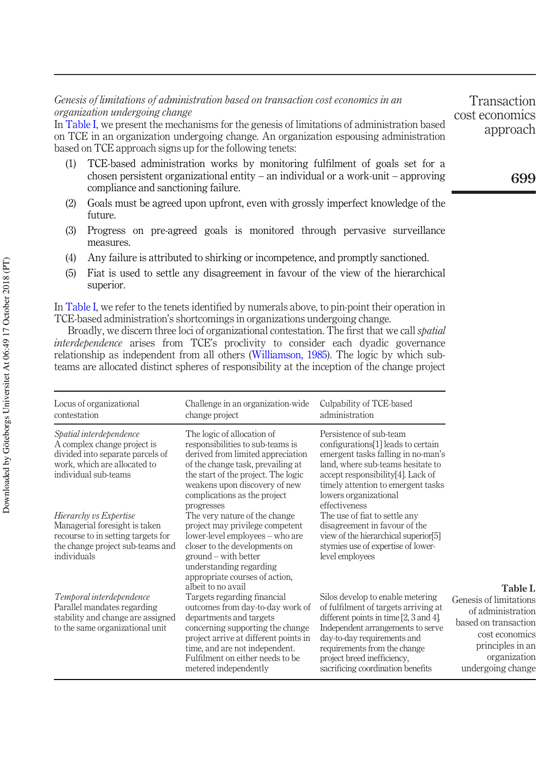*Genesis of limitations of administration based on transaction cost economics in an organization undergoing change*

In Table I, we present the mechanisms for the genesis of limitations of administration based on TCE in an organization undergoing change. An organization espousing administration based on TCE approach signs up for the following tenets:

1. TCE-based administration works by monitoring fulfilment of goals set for a chosen persistent organizational entity – an individual or a work-unit – approving compliance and sanctioning failure.
2. Goals must be agreed upon upfront, even with grossly imperfect knowledge of the future.
3. Progress on pre-agreed goals is monitored through pervasive surveillance measures.
4. Any failure is attributed to shirking or incompetence, and promptly sanctioned.
5. Fiat is used to settle any disagreement in favour of the view of the hierarchical superior.

In Table I, we refer to the tenets identified by numerals above, to pin-point their operation in TCE-based administration's shortcomings in organizations undergoing change.

Broadly, we discern three loci of organizational contestation. The first that we call *spatial interdependence* arises from TCE's proclivity to consider each dyadic governance relationship as independent from all others (Williamson, 1985). The logic by which sub-teams are allocated distinct spheres of responsibility at the inception of the change project

| Locus of organizational contestation | Challenge in an organization-wide change project | Culpability of TCE-based administration |
|---|---|---|
| *Spatial interdependence* A complex change project is divided into separate parcels of work, which are allocated to individual sub-teams | The logic of allocation of responsibilities to sub-teams is derived from limited appreciation of the change task, prevailing at the start of the project. The logic weakens upon discovery of new complications as the project progresses | Persistence of sub-team configurations[1] leads to certain emergent tasks falling in no-man's land, where sub-teams hesitate to accept responsibility[4]. Lack of timely attention to emergent tasks lowers organizational effectiveness |
| *Hierarchy vs Expertise* Managerial foresight is taken recourse to in setting targets for the change project sub-teams and individuals | The very nature of the change project may privilege competent lower-level employees – who are closer to the developments on ground – with better understanding regarding appropriate courses of action, albeit to no avail | The use of fiat to settle any disagreement in favour of the view of the hierarchical superior[5] stymies use of expertise of lower-level employees |
| *Temporal interdependence* Parallel mandates regarding stability and change are assigned to the same organizational unit | Targets regarding financial outcomes from day-to-day work of departments and targets concerning supporting the change project arrive at different points in time, and are not independent. Fulfilment on either needs to be metered independently | Silos develop to enable metering of fulfilment of targets arriving at different points in time [2, 3 and 4]. Independent arrangements to serve day-to-day requirements and requirements from the change project breed inefficiency, sacrificing coordination benefits |

**Table I.** Genesis of limitations of administration based on transaction cost economics principles in an organization undergoing change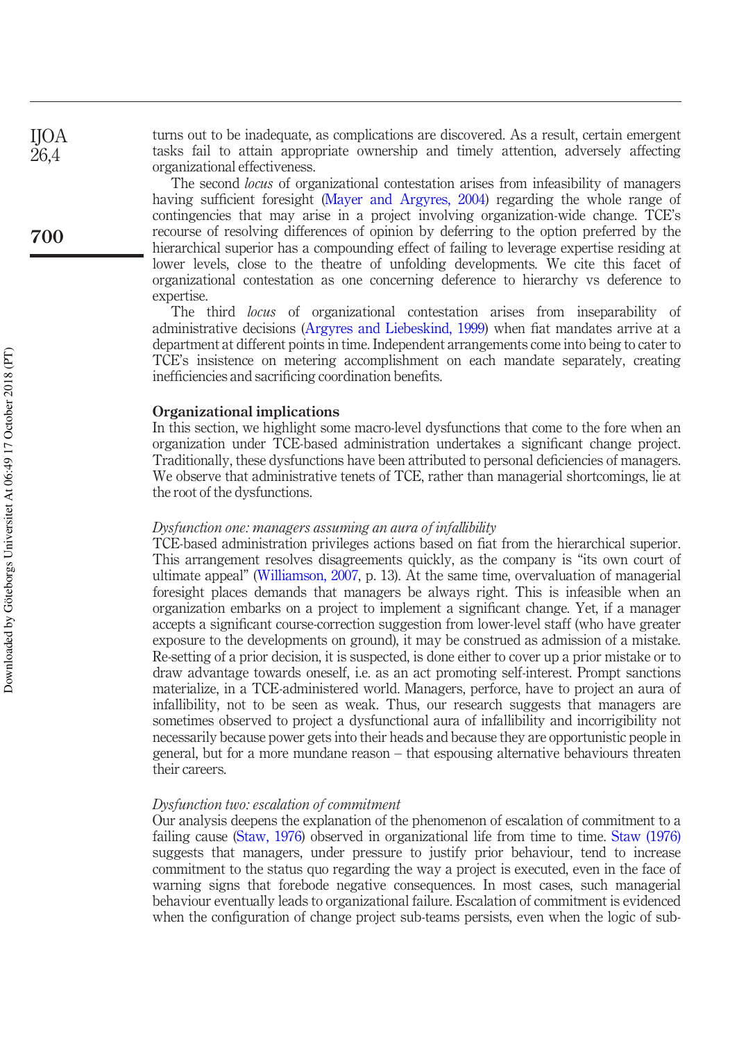turns out to be inadequate, as complications are discovered. As a result, certain emergent tasks fail to attain appropriate ownership and timely attention, adversely affecting organizational effectiveness.

The second *locus* of organizational contestation arises from infeasibility of managers having sufficient foresight (Mayer and Argyres, 2004) regarding the whole range of contingencies that may arise in a project involving organization-wide change. TCE's recourse of resolving differences of opinion by deferring to the option preferred by the hierarchical superior has a compounding effect of failing to leverage expertise residing at lower levels, close to the theatre of unfolding developments. We cite this facet of organizational contestation as one concerning deference to hierarchy vs deference to expertise.

The third *locus* of organizational contestation arises from inseparability of administrative decisions (Argyres and Liebeskind, 1999) when fiat mandates arrive at a department at different points in time. Independent arrangements come into being to cater to TCE's insistence on metering accomplishment on each mandate separately, creating inefficiencies and sacrificing coordination benefits.

## Organizational implications

In this section, we highlight some macro-level dysfunctions that come to the fore when an organization under TCE-based administration undertakes a significant change project. Traditionally, these dysfunctions have been attributed to personal deficiencies of managers. We observe that administrative tenets of TCE, rather than managerial shortcomings, lie at the root of the dysfunctions.

### *Dysfunction one: managers assuming an aura of infallibility*

TCE-based administration privileges actions based on fiat from the hierarchical superior. This arrangement resolves disagreements quickly, as the company is "its own court of ultimate appeal" (Williamson, 2007, p. 13). At the same time, overvaluation of managerial foresight places demands that managers be always right. This is infeasible when an organization embarks on a project to implement a significant change. Yet, if a manager accepts a significant course-correction suggestion from lower-level staff (who have greater exposure to the developments on ground), it may be construed as admission of a mistake. Re-setting of a prior decision, it is suspected, is done either to cover up a prior mistake or to draw advantage towards oneself, i.e. as an act promoting self-interest. Prompt sanctions materialize, in a TCE-administered world. Managers, perforce, have to project an aura of infallibility, not to be seen as weak. Thus, our research suggests that managers are sometimes observed to project a dysfunctional aura of infallibility and incorrigibility not necessarily because power gets into their heads and because they are opportunistic people in general, but for a more mundane reason – that espousing alternative behaviours threaten their careers.

### *Dysfunction two: escalation of commitment*

Our analysis deepens the explanation of the phenomenon of escalation of commitment to a failing cause (Staw, 1976) observed in organizational life from time to time. Staw (1976) suggests that managers, under pressure to justify prior behaviour, tend to increase commitment to the status quo regarding the way a project is executed, even in the face of warning signs that forebode negative consequences. In most cases, such managerial behaviour eventually leads to organizational failure. Escalation of commitment is evidenced when the configuration of change project sub-teams persists, even when the logic of sub-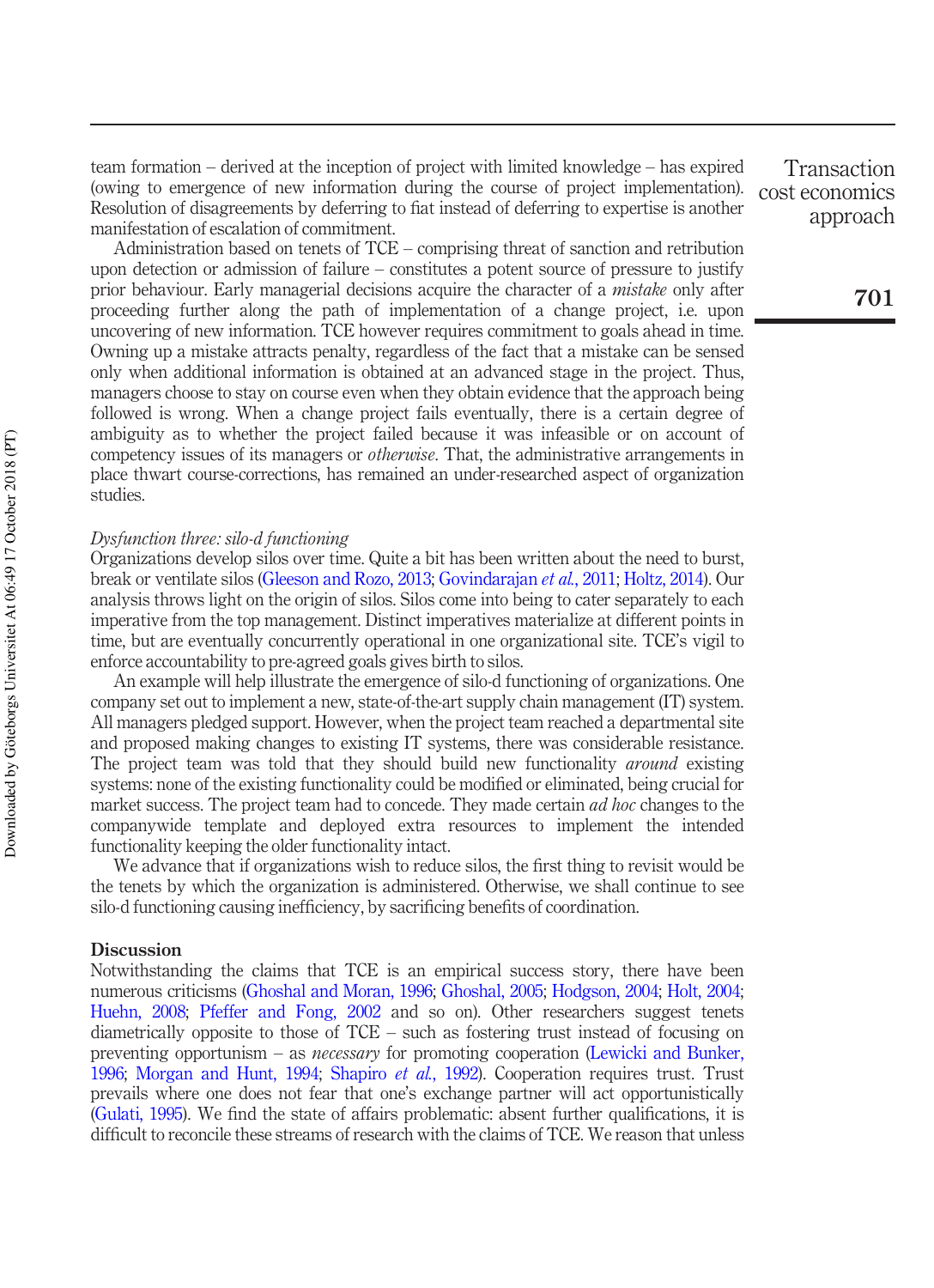team formation – derived at the inception of project with limited knowledge – has expired (owing to emergence of new information during the course of project implementation). Resolution of disagreements by deferring to fiat instead of deferring to expertise is another manifestation of escalation of commitment.

Administration based on tenets of TCE – comprising threat of sanction and retribution upon detection or admission of failure – constitutes a potent source of pressure to justify prior behaviour. Early managerial decisions acquire the character of a *mistake* only after proceeding further along the path of implementation of a change project, i.e. upon uncovering of new information. TCE however requires commitment to goals ahead in time. Owning up a mistake attracts penalty, regardless of the fact that a mistake can be sensed only when additional information is obtained at an advanced stage in the project. Thus, managers choose to stay on course even when they obtain evidence that the approach being followed is wrong. When a change project fails eventually, there is a certain degree of ambiguity as to whether the project failed because it was infeasible or on account of competency issues of its managers or *otherwise*. That, the administrative arrangements in place thwart course-corrections, has remained an under-researched aspect of organization studies.

*Dysfunction three: silo-d functioning*

Organizations develop silos over time. Quite a bit has been written about the need to burst, break or ventilate silos (Gleeson and Rozo, 2013; Govindarajan *et al.*, 2011; Holtz, 2014). Our analysis throws light on the origin of silos. Silos come into being to cater separately to each imperative from the top management. Distinct imperatives materialize at different points in time, but are eventually concurrently operational in one organizational site. TCE's vigil to enforce accountability to pre-agreed goals gives birth to silos.

An example will help illustrate the emergence of silo-d functioning of organizations. One company set out to implement a new, state-of-the-art supply chain management (IT) system. All managers pledged support. However, when the project team reached a departmental site and proposed making changes to existing IT systems, there was considerable resistance. The project team was told that they should build new functionality *around* existing systems: none of the existing functionality could be modified or eliminated, being crucial for market success. The project team had to concede. They made certain *ad hoc* changes to the companywide template and deployed extra resources to implement the intended functionality keeping the older functionality intact.

We advance that if organizations wish to reduce silos, the first thing to revisit would be the tenets by which the organization is administered. Otherwise, we shall continue to see silo-d functioning causing inefficiency, by sacrificing benefits of coordination.

## Discussion

Notwithstanding the claims that TCE is an empirical success story, there have been numerous criticisms (Ghoshal and Moran, 1996; Ghoshal, 2005; Hodgson, 2004; Holt, 2004; Huehn, 2008; Pfeffer and Fong, 2002 and so on). Other researchers suggest tenets diametrically opposite to those of TCE – such as fostering trust instead of focusing on preventing opportunism – as *necessary* for promoting cooperation (Lewicki and Bunker, 1996; Morgan and Hunt, 1994; Shapiro *et al.*, 1992). Cooperation requires trust. Trust prevails where one does not fear that one's exchange partner will act opportunistically (Gulati, 1995). We find the state of affairs problematic: absent further qualifications, it is difficult to reconcile these streams of research with the claims of TCE. We reason that unless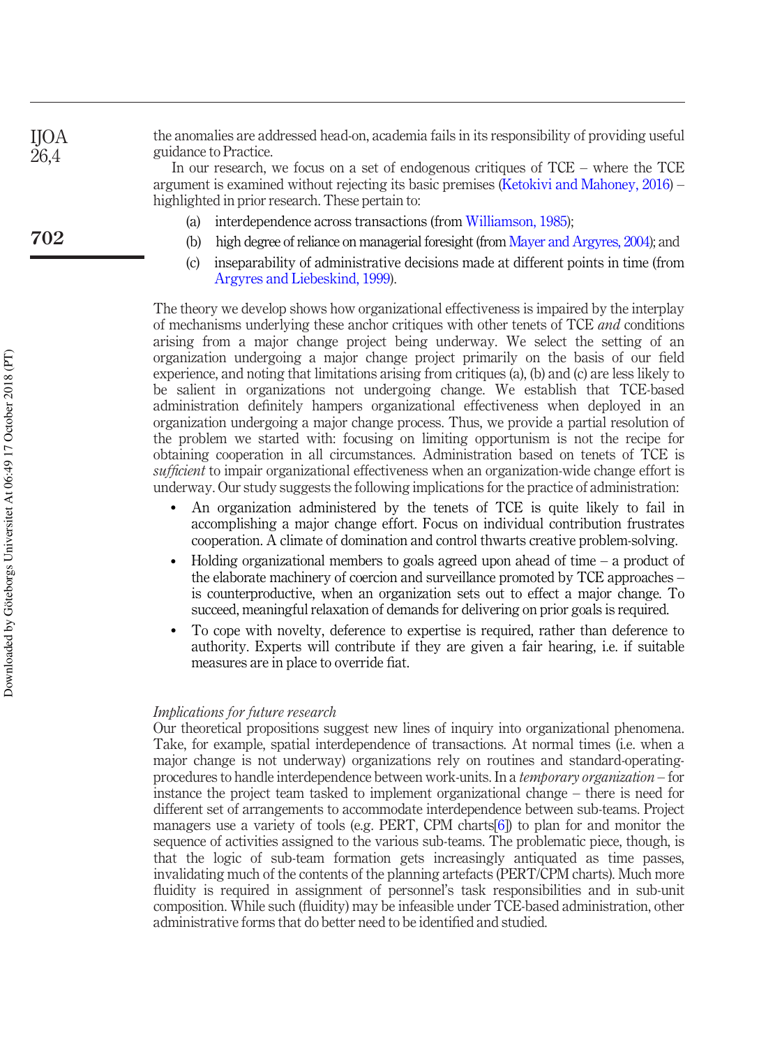the anomalies are addressed head-on, academia fails in its responsibility of providing useful guidance to Practice.

In our research, we focus on a set of endogenous critiques of TCE – where the TCE argument is examined without rejecting its basic premises (Ketokivi and Mahoney, 2016) – highlighted in prior research. These pertain to:

(a) interdependence across transactions (from Williamson, 1985);

(b) high degree of reliance on managerial foresight (from Mayer and Argyres, 2004); and

(c) inseparability of administrative decisions made at different points in time (from Argyres and Liebeskind, 1999).

The theory we develop shows how organizational effectiveness is impaired by the interplay of mechanisms underlying these anchor critiques with other tenets of TCE *and* conditions arising from a major change project being underway. We select the setting of an organization undergoing a major change project primarily on the basis of our field experience, and noting that limitations arising from critiques (a), (b) and (c) are less likely to be salient in organizations not undergoing change. We establish that TCE-based administration definitely hampers organizational effectiveness when deployed in an organization undergoing a major change process. Thus, we provide a partial resolution of the problem we started with: focusing on limiting opportunism is not the recipe for obtaining cooperation in all circumstances. Administration based on tenets of TCE is *sufficient* to impair organizational effectiveness when an organization-wide change effort is underway. Our study suggests the following implications for the practice of administration:

- An organization administered by the tenets of TCE is quite likely to fail in accomplishing a major change effort. Focus on individual contribution frustrates cooperation. A climate of domination and control thwarts creative problem-solving.
- Holding organizational members to goals agreed upon ahead of time – a product of the elaborate machinery of coercion and surveillance promoted by TCE approaches – is counterproductive, when an organization sets out to effect a major change. To succeed, meaningful relaxation of demands for delivering on prior goals is required.
- To cope with novelty, deference to expertise is required, rather than deference to authority. Experts will contribute if they are given a fair hearing, i.e. if suitable measures are in place to override fiat.

### *Implications for future research*

Our theoretical propositions suggest new lines of inquiry into organizational phenomena. Take, for example, spatial interdependence of transactions. At normal times (i.e. when a major change is not underway) organizations rely on routines and standard-operating-procedures to handle interdependence between work-units. In a *temporary organization* – for instance the project team tasked to implement organizational change – there is need for different set of arrangements to accommodate interdependence between sub-teams. Project managers use a variety of tools (e.g. PERT, CPM charts[6]) to plan for and monitor the sequence of activities assigned to the various sub-teams. The problematic piece, though, is that the logic of sub-team formation gets increasingly antiquated as time passes, invalidating much of the contents of the planning artefacts (PERT/CPM charts). Much more fluidity is required in assignment of personnel's task responsibilities and in sub-unit composition. While such (fluidity) may be infeasible under TCE-based administration, other administrative forms that do better need to be identified and studied.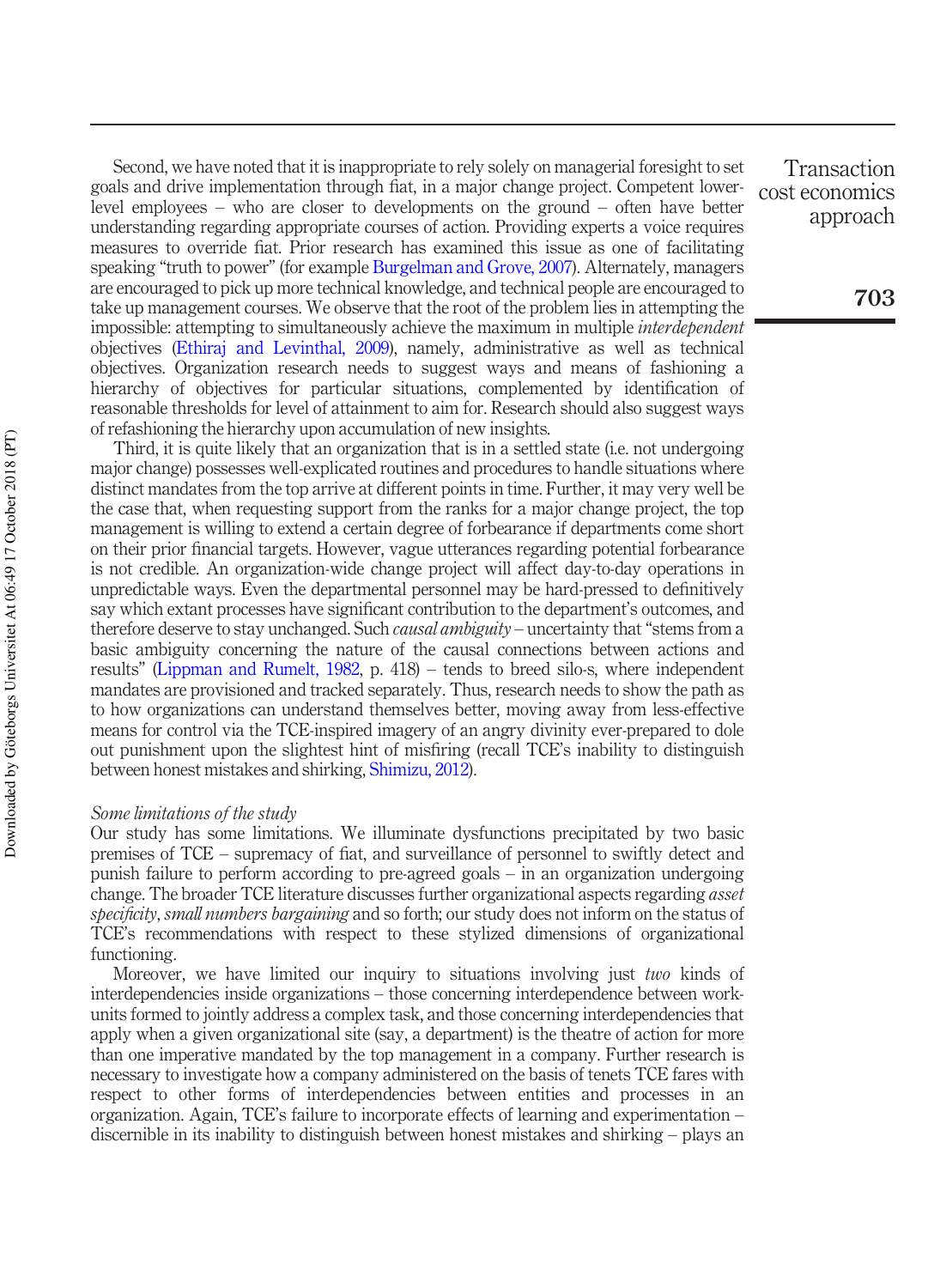Second, we have noted that it is inappropriate to rely solely on managerial foresight to set goals and drive implementation through fiat, in a major change project. Competent lower-level employees – who are closer to developments on the ground – often have better understanding regarding appropriate courses of action. Providing experts a voice requires measures to override fiat. Prior research has examined this issue as one of facilitating speaking "truth to power" (for example Burgelman and Grove, 2007). Alternately, managers are encouraged to pick up more technical knowledge, and technical people are encouraged to take up management courses. We observe that the root of the problem lies in attempting the impossible: attempting to simultaneously achieve the maximum in multiple *interdependent* objectives (Ethiraj and Levinthal, 2009), namely, administrative as well as technical objectives. Organization research needs to suggest ways and means of fashioning a hierarchy of objectives for particular situations, complemented by identification of reasonable thresholds for level of attainment to aim for. Research should also suggest ways of refashioning the hierarchy upon accumulation of new insights.

Third, it is quite likely that an organization that is in a settled state (i.e. not undergoing major change) possesses well-explicated routines and procedures to handle situations where distinct mandates from the top arrive at different points in time. Further, it may very well be the case that, when requesting support from the ranks for a major change project, the top management is willing to extend a certain degree of forbearance if departments come short on their prior financial targets. However, vague utterances regarding potential forbearance is not credible. An organization-wide change project will affect day-to-day operations in unpredictable ways. Even the departmental personnel may be hard-pressed to definitively say which extant processes have significant contribution to the department's outcomes, and therefore deserve to stay unchanged. Such *causal ambiguity* – uncertainty that "stems from a basic ambiguity concerning the nature of the causal connections between actions and results" (Lippman and Rumelt, 1982, p. 418) – tends to breed silo-s, where independent mandates are provisioned and tracked separately. Thus, research needs to show the path as to how organizations can understand themselves better, moving away from less-effective means for control via the TCE-inspired imagery of an angry divinity ever-prepared to dole out punishment upon the slightest hint of misfiring (recall TCE's inability to distinguish between honest mistakes and shirking, Shimizu, 2012).

*Some limitations of the study*

Our study has some limitations. We illuminate dysfunctions precipitated by two basic premises of TCE – supremacy of fiat, and surveillance of personnel to swiftly detect and punish failure to perform according to pre-agreed goals – in an organization undergoing change. The broader TCE literature discusses further organizational aspects regarding *asset specificity*, *small numbers bargaining* and so forth; our study does not inform on the status of TCE's recommendations with respect to these stylized dimensions of organizational functioning.

Moreover, we have limited our inquiry to situations involving just *two* kinds of interdependencies inside organizations – those concerning interdependence between work-units formed to jointly address a complex task, and those concerning interdependencies that apply when a given organizational site (say, a department) is the theatre of action for more than one imperative mandated by the top management in a company. Further research is necessary to investigate how a company administered on the basis of tenets TCE fares with respect to other forms of interdependencies between entities and processes in an organization. Again, TCE's failure to incorporate effects of learning and experimentation – discernible in its inability to distinguish between honest mistakes and shirking – plays an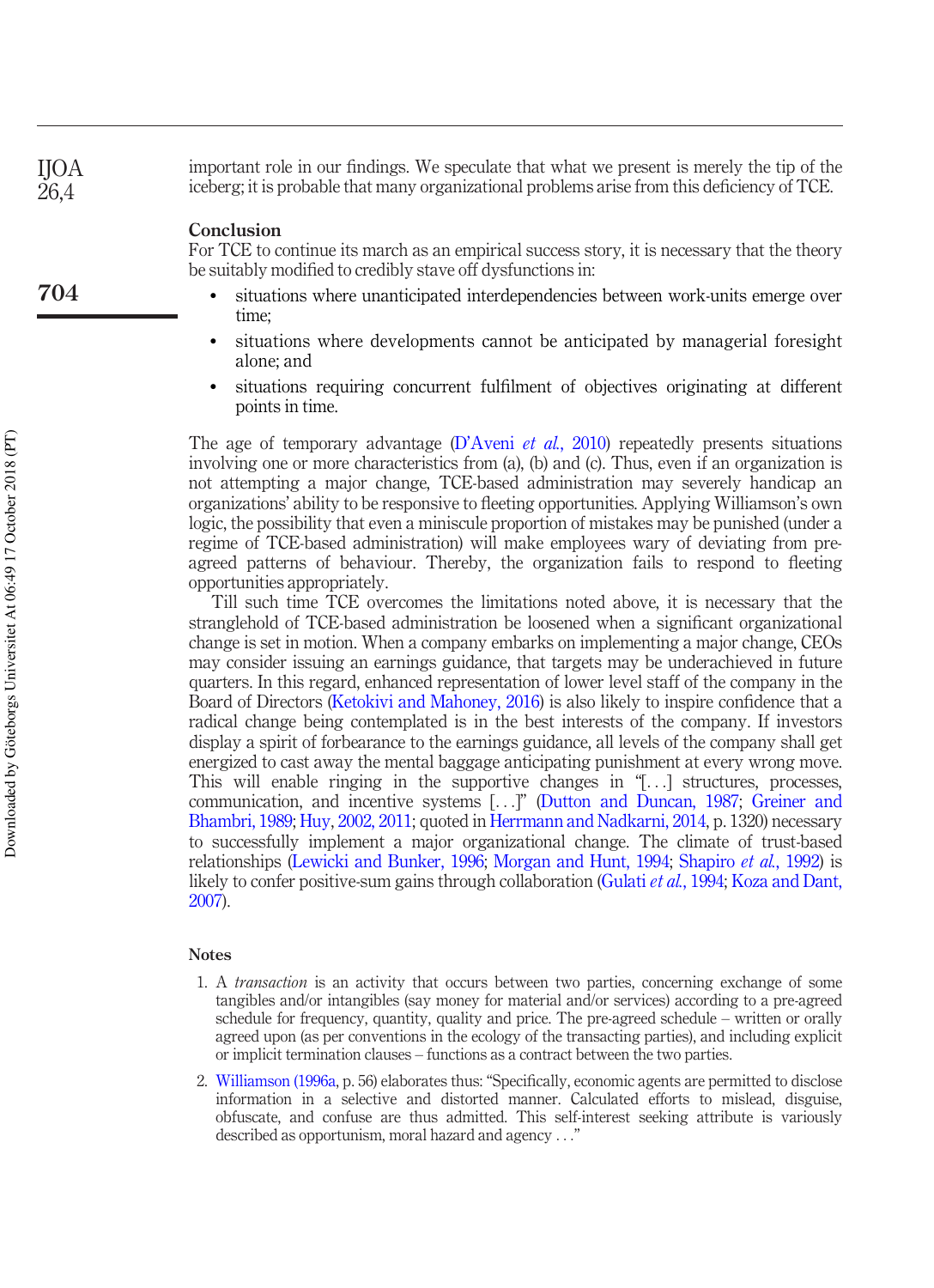important role in our findings. We speculate that what we present is merely the tip of the iceberg; it is probable that many organizational problems arise from this deficiency of TCE.

## Conclusion

For TCE to continue its march as an empirical success story, it is necessary that the theory be suitably modified to credibly stave off dysfunctions in:

- situations where unanticipated interdependencies between work-units emerge over time;
- situations where developments cannot be anticipated by managerial foresight alone; and
- situations requiring concurrent fulfilment of objectives originating at different points in time.

The age of temporary advantage (D'Aveni *et al.*, 2010) repeatedly presents situations involving one or more characteristics from (a), (b) and (c). Thus, even if an organization is not attempting a major change, TCE-based administration may severely handicap an organizations' ability to be responsive to fleeting opportunities. Applying Williamson's own logic, the possibility that even a miniscule proportion of mistakes may be punished (under a regime of TCE-based administration) will make employees wary of deviating from pre-agreed patterns of behaviour. Thereby, the organization fails to respond to fleeting opportunities appropriately.

Till such time TCE overcomes the limitations noted above, it is necessary that the stranglehold of TCE-based administration be loosened when a significant organizational change is set in motion. When a company embarks on implementing a major change, CEOs may consider issuing an earnings guidance, that targets may be underachieved in future quarters. In this regard, enhanced representation of lower level staff of the company in the Board of Directors (Ketokivi and Mahoney, 2016) is also likely to inspire confidence that a radical change being contemplated is in the best interests of the company. If investors display a spirit of forbearance to the earnings guidance, all levels of the company shall get energized to cast away the mental baggage anticipating punishment at every wrong move. This will enable ringing in the supportive changes in "[. . .] structures, processes, communication, and incentive systems [. . .]" (Dutton and Duncan, 1987; Greiner and Bhambri, 1989; Huy, 2002, 2011; quoted in Herrmann and Nadkarni, 2014, p. 1320) necessary to successfully implement a major organizational change. The climate of trust-based relationships (Lewicki and Bunker, 1996; Morgan and Hunt, 1994; Shapiro *et al.*, 1992) is likely to confer positive-sum gains through collaboration (Gulati *et al.*, 1994; Koza and Dant, 2007).

## Notes

1. A *transaction* is an activity that occurs between two parties, concerning exchange of some tangibles and/or intangibles (say money for material and/or services) according to a pre-agreed schedule for frequency, quantity, quality and price. The pre-agreed schedule – written or orally agreed upon (as per conventions in the ecology of the transacting parties), and including explicit or implicit termination clauses – functions as a contract between the two parties.
2. Williamson (1996a, p. 56) elaborates thus: "Specifically, economic agents are permitted to disclose information in a selective and distorted manner. Calculated efforts to mislead, disguise, obfuscate, and confuse are thus admitted. This self-interest seeking attribute is variously described as opportunism, moral hazard and agency . . ."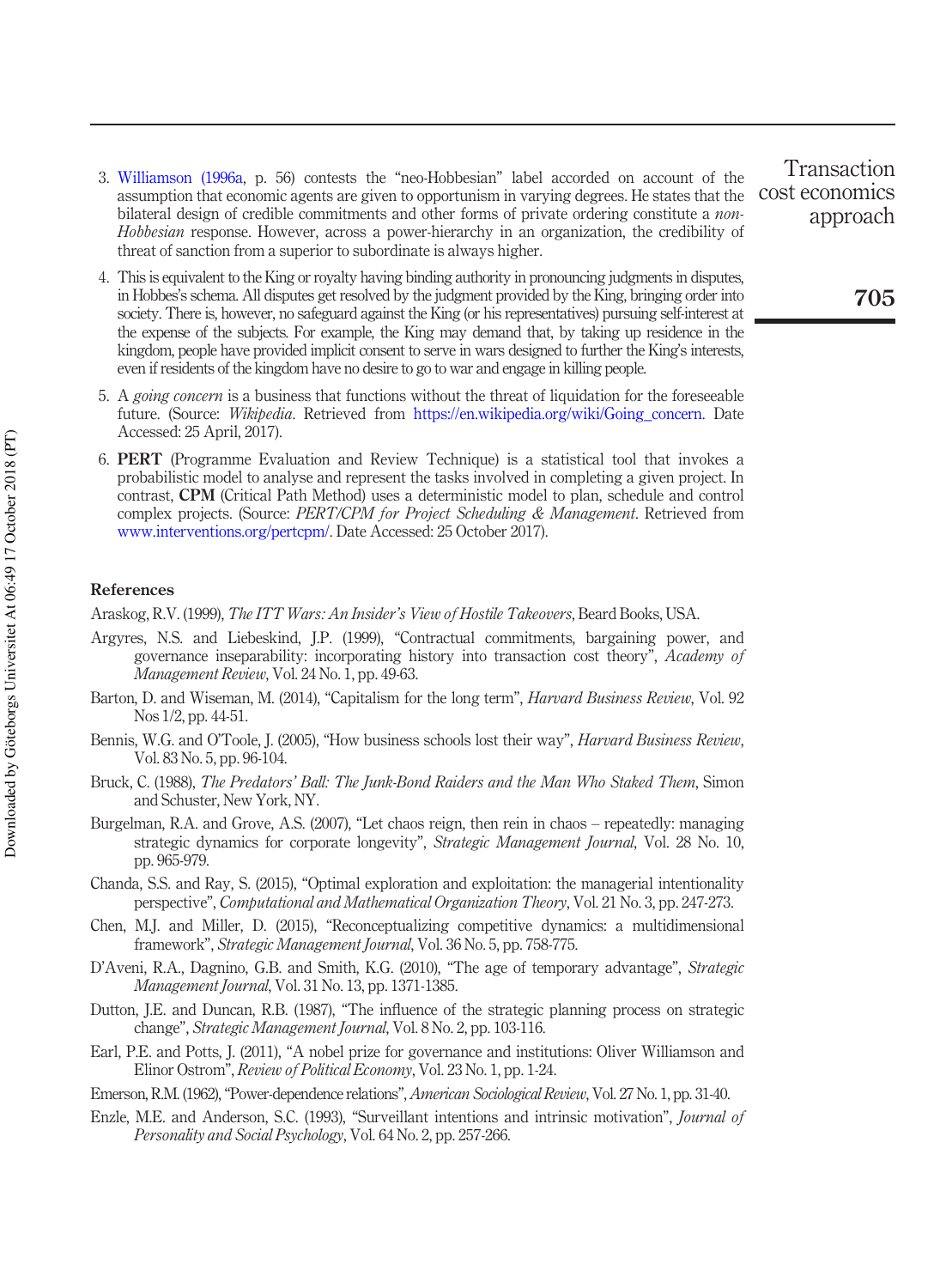3. Williamson (1996a, p. 56) contests the "neo-Hobbesian" label accorded on account of the assumption that economic agents are given to opportunism in varying degrees. He states that the bilateral design of credible commitments and other forms of private ordering constitute a *non-Hobbesian* response. However, across a power-hierarchy in an organization, the credibility of threat of sanction from a superior to subordinate is always higher.

4. This is equivalent to the King or royalty having binding authority in pronouncing judgments in disputes, in Hobbes's schema. All disputes get resolved by the judgment provided by the King, bringing order into society. There is, however, no safeguard against the King (or his representatives) pursuing self-interest at the expense of the subjects. For example, the King may demand that, by taking up residence in the kingdom, people have provided implicit consent to serve in wars designed to further the King's interests, even if residents of the kingdom have no desire to go to war and engage in killing people.

5. A *going concern* is a business that functions without the threat of liquidation for the foreseeable future. (Source: *Wikipedia*. Retrieved from https://en.wikipedia.org/wiki/Going_concern. Date Accessed: 25 April, 2017).

6. **PERT** (Programme Evaluation and Review Technique) is a statistical tool that invokes a probabilistic model to analyse and represent the tasks involved in completing a given project. In contrast, **CPM** (Critical Path Method) uses a deterministic model to plan, schedule and control complex projects. (Source: *PERT/CPM for Project Scheduling & Management*. Retrieved from www.interventions.org/pertcpm/. Date Accessed: 25 October 2017).

## References

Araskog, R.V. (1999), *The ITT Wars: An Insider's View of Hostile Takeovers*, Beard Books, USA.

Argyres, N.S. and Liebeskind, J.P. (1999), "Contractual commitments, bargaining power, and governance inseparability: incorporating history into transaction cost theory", *Academy of Management Review*, Vol. 24 No. 1, pp. 49-63.

Barton, D. and Wiseman, M. (2014), "Capitalism for the long term", *Harvard Business Review*, Vol. 92 Nos 1/2, pp. 44-51.

Bennis, W.G. and O'Toole, J. (2005), "How business schools lost their way", *Harvard Business Review*, Vol. 83 No. 5, pp. 96-104.

Bruck, C. (1988), *The Predators' Ball: The Junk-Bond Raiders and the Man Who Staked Them*, Simon and Schuster, New York, NY.

Burgelman, R.A. and Grove, A.S. (2007), "Let chaos reign, then rein in chaos – repeatedly: managing strategic dynamics for corporate longevity", *Strategic Management Journal*, Vol. 28 No. 10, pp. 965-979.

Chanda, S.S. and Ray, S. (2015), "Optimal exploration and exploitation: the managerial intentionality perspective", *Computational and Mathematical Organization Theory*, Vol. 21 No. 3, pp. 247-273.

Chen, M.J. and Miller, D. (2015), "Reconceptualizing competitive dynamics: a multidimensional framework", *Strategic Management Journal*, Vol. 36 No. 5, pp. 758-775.

D'Aveni, R.A., Dagnino, G.B. and Smith, K.G. (2010), "The age of temporary advantage", *Strategic Management Journal*, Vol. 31 No. 13, pp. 1371-1385.

Dutton, J.E. and Duncan, R.B. (1987), "The influence of the strategic planning process on strategic change", *Strategic Management Journal*, Vol. 8 No. 2, pp. 103-116.

Earl, P.E. and Potts, J. (2011), "A nobel prize for governance and institutions: Oliver Williamson and Elinor Ostrom", *Review of Political Economy*, Vol. 23 No. 1, pp. 1-24.

Emerson, R.M. (1962), "Power-dependence relations", *American Sociological Review*, Vol. 27 No. 1, pp. 31-40.

Enzle, M.E. and Anderson, S.C. (1993), "Surveillant intentions and intrinsic motivation", *Journal of Personality and Social Psychology*, Vol. 64 No. 2, pp. 257-266.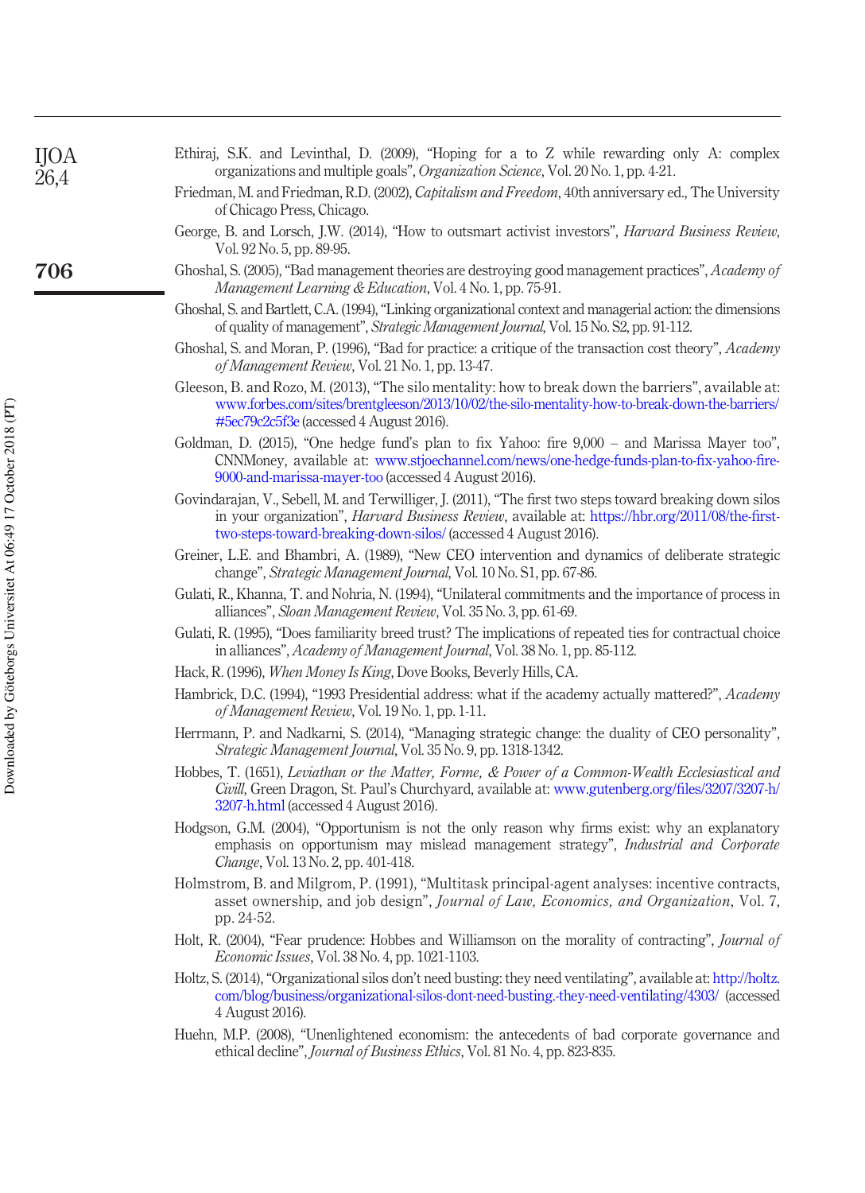Ethiraj, S.K. and Levinthal, D. (2009), "Hoping for a to Z while rewarding only A: complex organizations and multiple goals", *Organization Science*, Vol. 20 No. 1, pp. 4-21.

Friedman, M. and Friedman, R.D. (2002), *Capitalism and Freedom*, 40th anniversary ed., The University of Chicago Press, Chicago.

George, B. and Lorsch, J.W. (2014), "How to outsmart activist investors", *Harvard Business Review*, Vol. 92 No. 5, pp. 89-95.

Ghoshal, S. (2005), "Bad management theories are destroying good management practices", *Academy of Management Learning & Education*, Vol. 4 No. 1, pp. 75-91.

Ghoshal, S. and Bartlett, C.A. (1994), "Linking organizational context and managerial action: the dimensions of quality of management", *Strategic Management Journal*, Vol. 15 No. S2, pp. 91-112.

Ghoshal, S. and Moran, P. (1996), "Bad for practice: a critique of the transaction cost theory", *Academy of Management Review*, Vol. 21 No. 1, pp. 13-47.

Gleeson, B. and Rozo, M. (2013), "The silo mentality: how to break down the barriers", available at: www.forbes.com/sites/brentgleeson/2013/10/02/the-silo-mentality-how-to-break-down-the-barriers/#5ec79c2c5f3e (accessed 4 August 2016).

Goldman, D. (2015), "One hedge fund's plan to fix Yahoo: fire 9,000 – and Marissa Mayer too", CNNMoney, available at: www.stjoechannel.com/news/one-hedge-funds-plan-to-fix-yahoo-fire-9000-and-marissa-mayer-too (accessed 4 August 2016).

Govindarajan, V., Sebell, M. and Terwilliger, J. (2011), "The first two steps toward breaking down silos in your organization", *Harvard Business Review*, available at: https://hbr.org/2011/08/the-first-two-steps-toward-breaking-down-silos/ (accessed 4 August 2016).

Greiner, L.E. and Bhambri, A. (1989), "New CEO intervention and dynamics of deliberate strategic change", *Strategic Management Journal*, Vol. 10 No. S1, pp. 67-86.

Gulati, R., Khanna, T. and Nohria, N. (1994), "Unilateral commitments and the importance of process in alliances", *Sloan Management Review*, Vol. 35 No. 3, pp. 61-69.

Gulati, R. (1995), "Does familiarity breed trust? The implications of repeated ties for contractual choice in alliances", *Academy of Management Journal*, Vol. 38 No. 1, pp. 85-112.

Hack, R. (1996), *When Money Is King*, Dove Books, Beverly Hills, CA.

Hambrick, D.C. (1994), "1993 Presidential address: what if the academy actually mattered?", *Academy of Management Review*, Vol. 19 No. 1, pp. 1-11.

Herrmann, P. and Nadkarni, S. (2014), "Managing strategic change: the duality of CEO personality", *Strategic Management Journal*, Vol. 35 No. 9, pp. 1318-1342.

Hobbes, T. (1651), *Leviathan or the Matter, Forme, & Power of a Common-Wealth Ecclesiastical and Civill*, Green Dragon, St. Paul's Churchyard, available at: www.gutenberg.org/files/3207/3207-h/3207-h.html (accessed 4 August 2016).

Hodgson, G.M. (2004), "Opportunism is not the only reason why firms exist: why an explanatory emphasis on opportunism may mislead management strategy", *Industrial and Corporate Change*, Vol. 13 No. 2, pp. 401-418.

Holmstrom, B. and Milgrom, P. (1991), "Multitask principal-agent analyses: incentive contracts, asset ownership, and job design", *Journal of Law, Economics, and Organization*, Vol. 7, pp. 24-52.

Holt, R. (2004), "Fear prudence: Hobbes and Williamson on the morality of contracting", *Journal of Economic Issues*, Vol. 38 No. 4, pp. 1021-1103.

Holtz, S. (2014), "Organizational silos don't need busting: they need ventilating", available at: http://holtz.com/blog/business/organizational-silos-dont-need-busting.-they-need-ventilating/4303/ (accessed 4 August 2016).

Huehn, M.P. (2008), "Unenlightened economism: the antecedents of bad corporate governance and ethical decline", *Journal of Business Ethics*, Vol. 81 No. 4, pp. 823-835.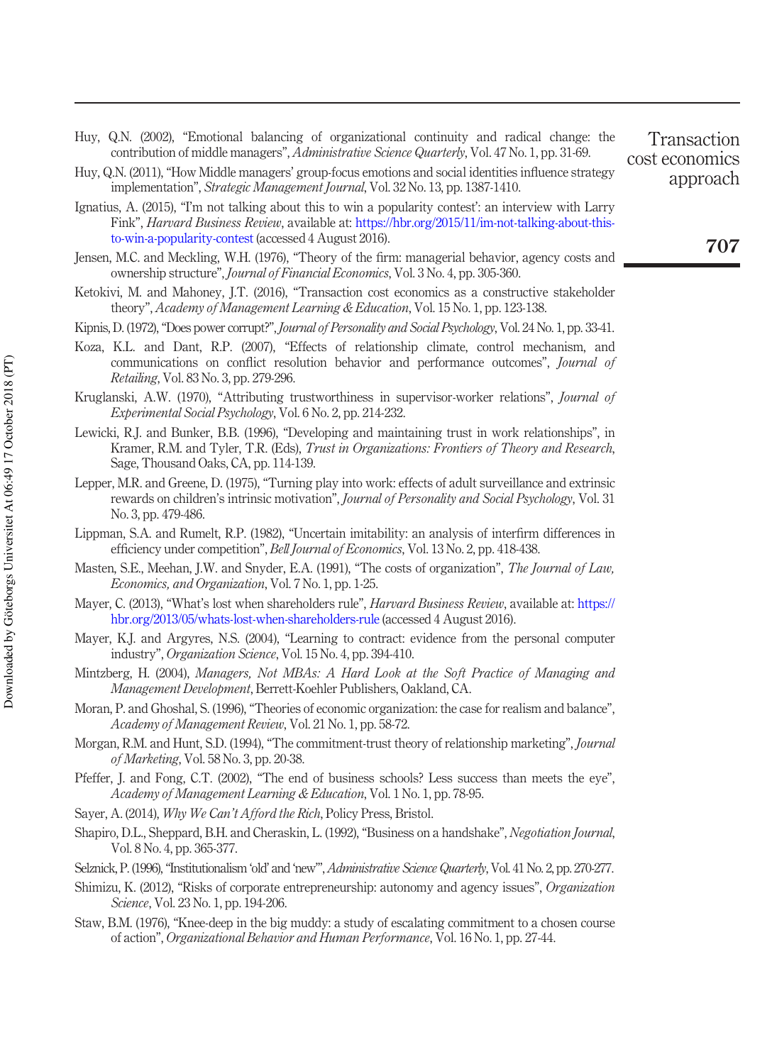Huy, Q.N. (2002), "Emotional balancing of organizational continuity and radical change: the contribution of middle managers", *Administrative Science Quarterly*, Vol. 47 No. 1, pp. 31-69.

Huy, Q.N. (2011), "How Middle managers' group-focus emotions and social identities influence strategy implementation", *Strategic Management Journal*, Vol. 32 No. 13, pp. 1387-1410.

Ignatius, A. (2015), "'I'm not talking about this to win a popularity contest': an interview with Larry Fink", *Harvard Business Review*, available at: https://hbr.org/2015/11/im-not-talking-about-this-to-win-a-popularity-contest (accessed 4 August 2016).

Jensen, M.C. and Meckling, W.H. (1976), "Theory of the firm: managerial behavior, agency costs and ownership structure", *Journal of Financial Economics*, Vol. 3 No. 4, pp. 305-360.

Ketokivi, M. and Mahoney, J.T. (2016), "Transaction cost economics as a constructive stakeholder theory", *Academy of Management Learning & Education*, Vol. 15 No. 1, pp. 123-138.

Kipnis, D. (1972), "Does power corrupt?", *Journal of Personality and Social Psychology*, Vol. 24 No. 1, pp. 33-41.

Koza, K.L. and Dant, R.P. (2007), "Effects of relationship climate, control mechanism, and communications on conflict resolution behavior and performance outcomes", *Journal of Retailing*, Vol. 83 No. 3, pp. 279-296.

Kruglanski, A.W. (1970), "Attributing trustworthiness in supervisor-worker relations", *Journal of Experimental Social Psychology*, Vol. 6 No. 2, pp. 214-232.

Lewicki, R.J. and Bunker, B.B. (1996), "Developing and maintaining trust in work relationships", in Kramer, R.M. and Tyler, T.R. (Eds), *Trust in Organizations: Frontiers of Theory and Research*, Sage, Thousand Oaks, CA, pp. 114-139.

Lepper, M.R. and Greene, D. (1975), "Turning play into work: effects of adult surveillance and extrinsic rewards on children's intrinsic motivation", *Journal of Personality and Social Psychology*, Vol. 31 No. 3, pp. 479-486.

Lippman, S.A. and Rumelt, R.P. (1982), "Uncertain imitability: an analysis of interfirm differences in efficiency under competition", *Bell Journal of Economics*, Vol. 13 No. 2, pp. 418-438.

Masten, S.E., Meehan, J.W. and Snyder, E.A. (1991), "The costs of organization", *The Journal of Law, Economics, and Organization*, Vol. 7 No. 1, pp. 1-25.

Mayer, C. (2013), "What's lost when shareholders rule", *Harvard Business Review*, available at: https://hbr.org/2013/05/whats-lost-when-shareholders-rule (accessed 4 August 2016).

Mayer, K.J. and Argyres, N.S. (2004), "Learning to contract: evidence from the personal computer industry", *Organization Science*, Vol. 15 No. 4, pp. 394-410.

Mintzberg, H. (2004), *Managers, Not MBAs: A Hard Look at the Soft Practice of Managing and Management Development*, Berrett-Koehler Publishers, Oakland, CA.

Moran, P. and Ghoshal, S. (1996), "Theories of economic organization: the case for realism and balance", *Academy of Management Review*, Vol. 21 No. 1, pp. 58-72.

Morgan, R.M. and Hunt, S.D. (1994), "The commitment-trust theory of relationship marketing", *Journal of Marketing*, Vol. 58 No. 3, pp. 20-38.

Pfeffer, J. and Fong, C.T. (2002), "The end of business schools? Less success than meets the eye", *Academy of Management Learning & Education*, Vol. 1 No. 1, pp. 78-95.

Sayer, A. (2014), *Why We Can't Afford the Rich*, Policy Press, Bristol.

Shapiro, D.L., Sheppard, B.H. and Cheraskin, L. (1992), "Business on a handshake", *Negotiation Journal*, Vol. 8 No. 4, pp. 365-377.

Selznick, P. (1996), "Institutionalism 'old' and 'new'", *Administrative Science Quarterly*, Vol. 41 No. 2, pp. 270-277.

Shimizu, K. (2012), "Risks of corporate entrepreneurship: autonomy and agency issues", *Organization Science*, Vol. 23 No. 1, pp. 194-206.

Staw, B.M. (1976), "Knee-deep in the big muddy: a study of escalating commitment to a chosen course of action", *Organizational Behavior and Human Performance*, Vol. 16 No. 1, pp. 27-44.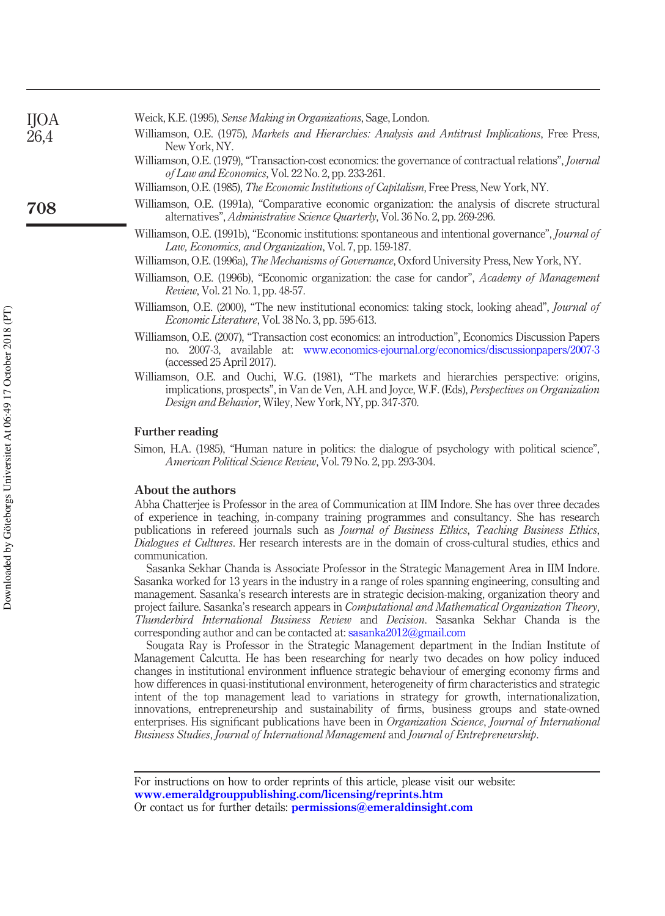Weick, K.E. (1995), *Sense Making in Organizations*, Sage, London.

Williamson, O.E. (1975), *Markets and Hierarchies: Analysis and Antitrust Implications*, Free Press, New York, NY.

Williamson, O.E. (1979), "Transaction-cost economics: the governance of contractual relations", *Journal of Law and Economics*, Vol. 22 No. 2, pp. 233-261.

Williamson, O.E. (1985), *The Economic Institutions of Capitalism*, Free Press, New York, NY.

Williamson, O.E. (1991a), "Comparative economic organization: the analysis of discrete structural alternatives", *Administrative Science Quarterly*, Vol. 36 No. 2, pp. 269-296.

Williamson, O.E. (1991b), "Economic institutions: spontaneous and intentional governance", *Journal of Law, Economics, and Organization*, Vol. 7, pp. 159-187.

Williamson, O.E. (1996a), *The Mechanisms of Governance*, Oxford University Press, New York, NY.

Williamson, O.E. (1996b), "Economic organization: the case for candor", *Academy of Management Review*, Vol. 21 No. 1, pp. 48-57.

Williamson, O.E. (2000), "The new institutional economics: taking stock, looking ahead", *Journal of Economic Literature*, Vol. 38 No. 3, pp. 595-613.

Williamson, O.E. (2007), "Transaction cost economics: an introduction", Economics Discussion Papers no. 2007-3, available at: www.economics-ejournal.org/economics/discussionpapers/2007-3 (accessed 25 April 2017).

Williamson, O.E. and Ouchi, W.G. (1981), "The markets and hierarchies perspective: origins, implications, prospects", in Van de Ven, A.H. and Joyce, W.F. (Eds), *Perspectives on Organization Design and Behavior*, Wiley, New York, NY, pp. 347-370.

## Further reading

Simon, H.A. (1985), "Human nature in politics: the dialogue of psychology with political science", *American Political Science Review*, Vol. 79 No. 2, pp. 293-304.

## About the authors

Abha Chatterjee is Professor in the area of Communication at IIM Indore. She has over three decades of experience in teaching, in-company training programmes and consultancy. She has research publications in refereed journals such as *Journal of Business Ethics*, *Teaching Business Ethics*, *Dialogues et Cultures*. Her research interests are in the domain of cross-cultural studies, ethics and communication.

Sasanka Sekhar Chanda is Associate Professor in the Strategic Management Area in IIM Indore. Sasanka worked for 13 years in the industry in a range of roles spanning engineering, consulting and management. Sasanka's research interests are in strategic decision-making, organization theory and project failure. Sasanka's research appears in *Computational and Mathematical Organization Theory*, *Thunderbird International Business Review* and *Decision*. Sasanka Sekhar Chanda is the corresponding author and can be contacted at: sasanka2012@gmail.com

Sougata Ray is Professor in the Strategic Management department in the Indian Institute of Management Calcutta. He has been researching for nearly two decades on how policy induced changes in institutional environment influence strategic behaviour of emerging economy firms and how differences in quasi-institutional environment, heterogeneity of firm characteristics and strategic intent of the top management lead to variations in strategy for growth, internationalization, innovations, entrepreneurship and sustainability of firms, business groups and state-owned enterprises. His significant publications have been in *Organization Science*, *Journal of International Business Studies*, *Journal of International Management* and *Journal of Entrepreneurship*.

For instructions on how to order reprints of this article, please visit our website:
**www.emeraldgrouppublishing.com/licensing/reprints.htm**
Or contact us for further details: **permissions@emeraldinsight.com**